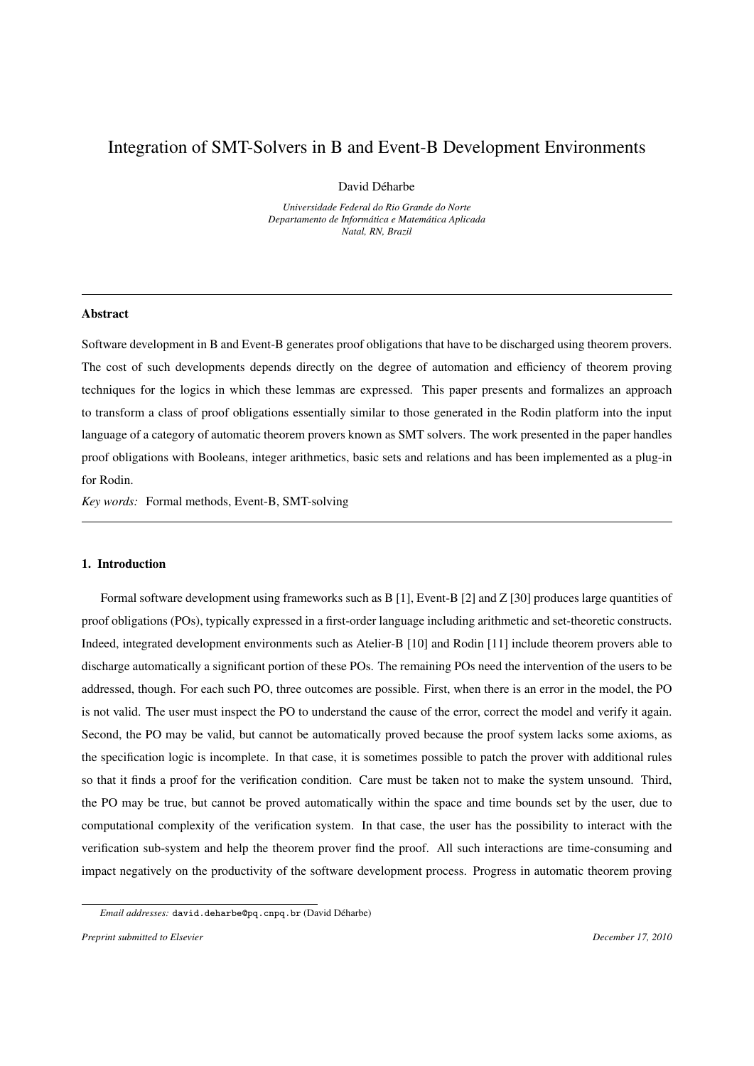# Integration of SMT-Solvers in B and Event-B Development Environments

David Déharbe

*Universidade Federal do Rio Grande do Norte*
*Departamento de Informática e Matemática Aplicada*
*Natal, RN, Brazil*

---

### Abstract

Software development in B and Event-B generates proof obligations that have to be discharged using theorem provers. The cost of such developments depends directly on the degree of automation and efficiency of theorem proving techniques for the logics in which these lemmas are expressed. This paper presents and formalizes an approach to transform a class of proof obligations essentially similar to those generated in the Rodin platform into the input language of a category of automatic theorem provers known as SMT solvers. The work presented in the paper handles proof obligations with Booleans, integer arithmetics, basic sets and relations and has been implemented as a plug-in for Rodin.

*Key words:* Formal methods, Event-B, SMT-solving

---

## 1. Introduction

Formal software development using frameworks such as B [1], Event-B [2] and Z [30] produces large quantities of proof obligations (POs), typically expressed in a first-order language including arithmetic and set-theoretic constructs. Indeed, integrated development environments such as Atelier-B [10] and Rodin [11] include theorem provers able to discharge automatically a significant portion of these POs. The remaining POs need the intervention of the users to be addressed, though. For each such PO, three outcomes are possible. First, when there is an error in the model, the PO is not valid. The user must inspect the PO to understand the cause of the error, correct the model and verify it again. Second, the PO may be valid, but cannot be automatically proved because the proof system lacks some axioms, as the specification logic is incomplete. In that case, it is sometimes possible to patch the prover with additional rules so that it finds a proof for the verification condition. Care must be taken not to make the system unsound. Third, the PO may be true, but cannot be proved automatically within the space and time bounds set by the user, due to computational complexity of the verification system. In that case, the user has the possibility to interact with the verification sub-system and help the theorem prover find the proof. All such interactions are time-consuming and impact negatively on the productivity of the software development process. Progress in automatic theorem proving

*Email addresses:* david.deharbe@pq.cnpq.br (David Déharbe)

*Preprint submitted to Elsevier* *December 17, 2010*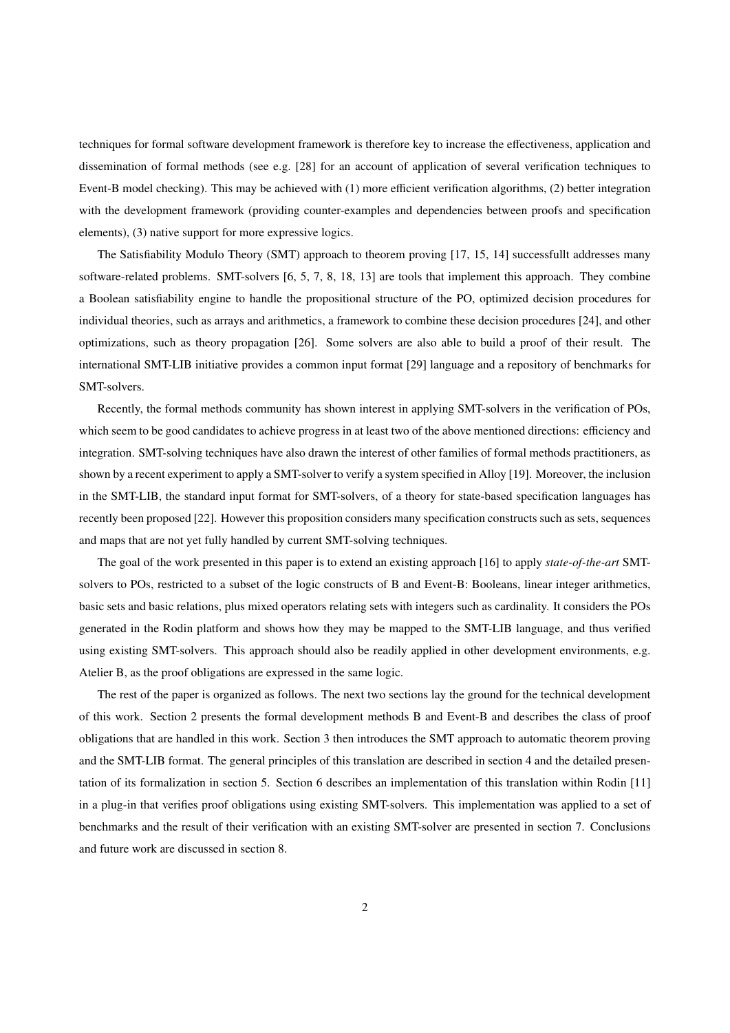techniques for formal software development framework is therefore key to increase the effectiveness, application and dissemination of formal methods (see e.g. [28] for an account of application of several verification techniques to Event-B model checking). This may be achieved with (1) more efficient verification algorithms, (2) better integration with the development framework (providing counter-examples and dependencies between proofs and specification elements), (3) native support for more expressive logics.

The Satisfiability Modulo Theory (SMT) approach to theorem proving [17, 15, 14] successfullt addresses many software-related problems. SMT-solvers [6, 5, 7, 8, 18, 13] are tools that implement this approach. They combine a Boolean satisfiability engine to handle the propositional structure of the PO, optimized decision procedures for individual theories, such as arrays and arithmetics, a framework to combine these decision procedures [24], and other optimizations, such as theory propagation [26]. Some solvers are also able to build a proof of their result. The international SMT-LIB initiative provides a common input format [29] language and a repository of benchmarks for SMT-solvers.

Recently, the formal methods community has shown interest in applying SMT-solvers in the verification of POs, which seem to be good candidates to achieve progress in at least two of the above mentioned directions: efficiency and integration. SMT-solving techniques have also drawn the interest of other families of formal methods practitioners, as shown by a recent experiment to apply a SMT-solver to verify a system specified in Alloy [19]. Moreover, the inclusion in the SMT-LIB, the standard input format for SMT-solvers, of a theory for state-based specification languages has recently been proposed [22]. However this proposition considers many specification constructs such as sets, sequences and maps that are not yet fully handled by current SMT-solving techniques.

The goal of the work presented in this paper is to extend an existing approach [16] to apply *state-of-the-art* SMT-solvers to POs, restricted to a subset of the logic constructs of B and Event-B: Booleans, linear integer arithmetics, basic sets and basic relations, plus mixed operators relating sets with integers such as cardinality. It considers the POs generated in the Rodin platform and shows how they may be mapped to the SMT-LIB language, and thus verified using existing SMT-solvers. This approach should also be readily applied in other development environments, e.g. Atelier B, as the proof obligations are expressed in the same logic.

The rest of the paper is organized as follows. The next two sections lay the ground for the technical development of this work. Section 2 presents the formal development methods B and Event-B and describes the class of proof obligations that are handled in this work. Section 3 then introduces the SMT approach to automatic theorem proving and the SMT-LIB format. The general principles of this translation are described in section 4 and the detailed presentation of its formalization in section 5. Section 6 describes an implementation of this translation within Rodin [11] in a plug-in that verifies proof obligations using existing SMT-solvers. This implementation was applied to a set of benchmarks and the result of their verification with an existing SMT-solver are presented in section 7. Conclusions and future work are discussed in section 8.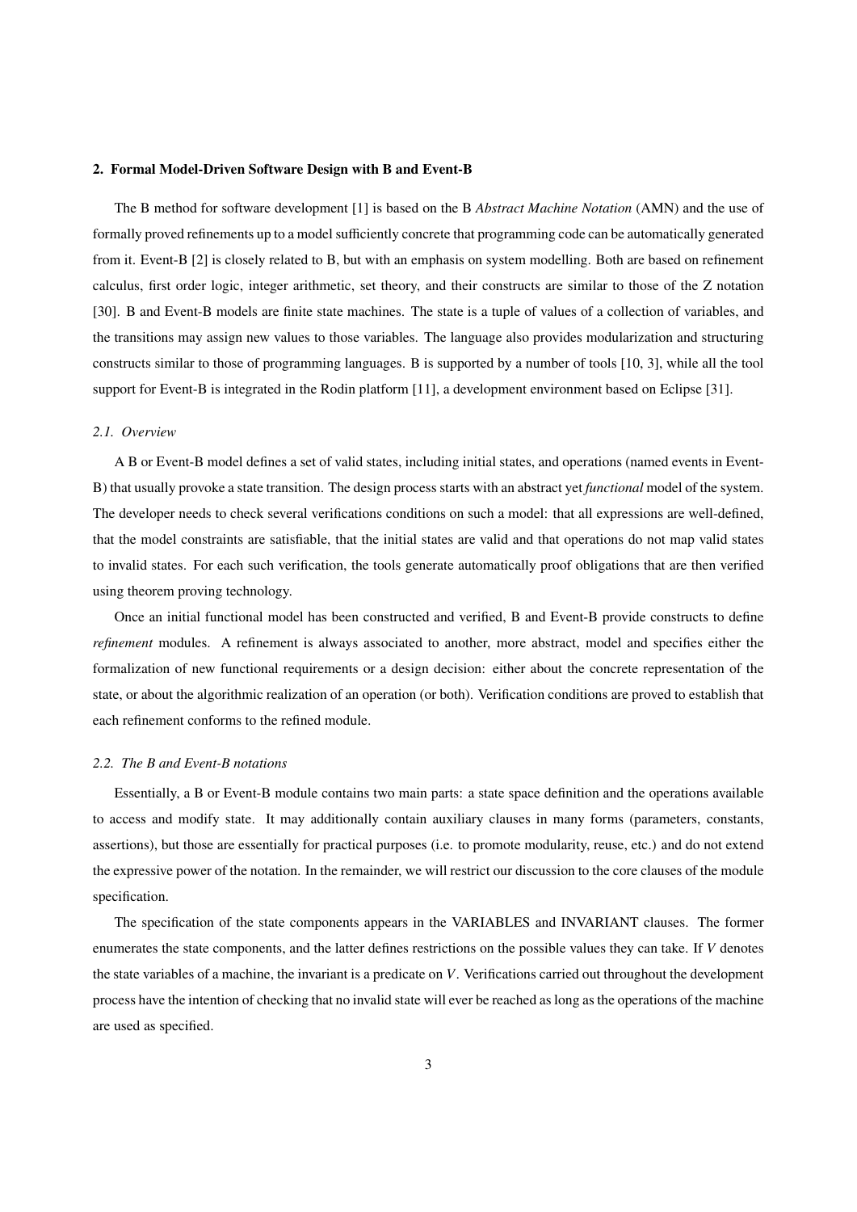## 2. Formal Model-Driven Software Design with B and Event-B

The B method for software development [1] is based on the B *Abstract Machine Notation* (AMN) and the use of formally proved refinements up to a model sufficiently concrete that programming code can be automatically generated from it. Event-B [2] is closely related to B, but with an emphasis on system modelling. Both are based on refinement calculus, first order logic, integer arithmetic, set theory, and their constructs are similar to those of the Z notation [30]. B and Event-B models are finite state machines. The state is a tuple of values of a collection of variables, and the transitions may assign new values to those variables. The language also provides modularization and structuring constructs similar to those of programming languages. B is supported by a number of tools [10, 3], while all the tool support for Event-B is integrated in the Rodin platform [11], a development environment based on Eclipse [31].

### *2.1. Overview*

A B or Event-B model defines a set of valid states, including initial states, and operations (named events in Event-B) that usually provoke a state transition. The design process starts with an abstract yet *functional* model of the system. The developer needs to check several verifications conditions on such a model: that all expressions are well-defined, that the model constraints are satisfiable, that the initial states are valid and that operations do not map valid states to invalid states. For each such verification, the tools generate automatically proof obligations that are then verified using theorem proving technology.

Once an initial functional model has been constructed and verified, B and Event-B provide constructs to define *refinement* modules. A refinement is always associated to another, more abstract, model and specifies either the formalization of new functional requirements or a design decision: either about the concrete representation of the state, or about the algorithmic realization of an operation (or both). Verification conditions are proved to establish that each refinement conforms to the refined module.

### *2.2. The B and Event-B notations*

Essentially, a B or Event-B module contains two main parts: a state space definition and the operations available to access and modify state. It may additionally contain auxiliary clauses in many forms (parameters, constants, assertions), but those are essentially for practical purposes (i.e. to promote modularity, reuse, etc.) and do not extend the expressive power of the notation. In the remainder, we will restrict our discussion to the core clauses of the module specification.

The specification of the state components appears in the VARIABLES and INVARIANT clauses. The former enumerates the state components, and the latter defines restrictions on the possible values they can take. If $V$ denotes the state variables of a machine, the invariant is a predicate on $V$. Verifications carried out throughout the development process have the intention of checking that no invalid state will ever be reached as long as the operations of the machine are used as specified.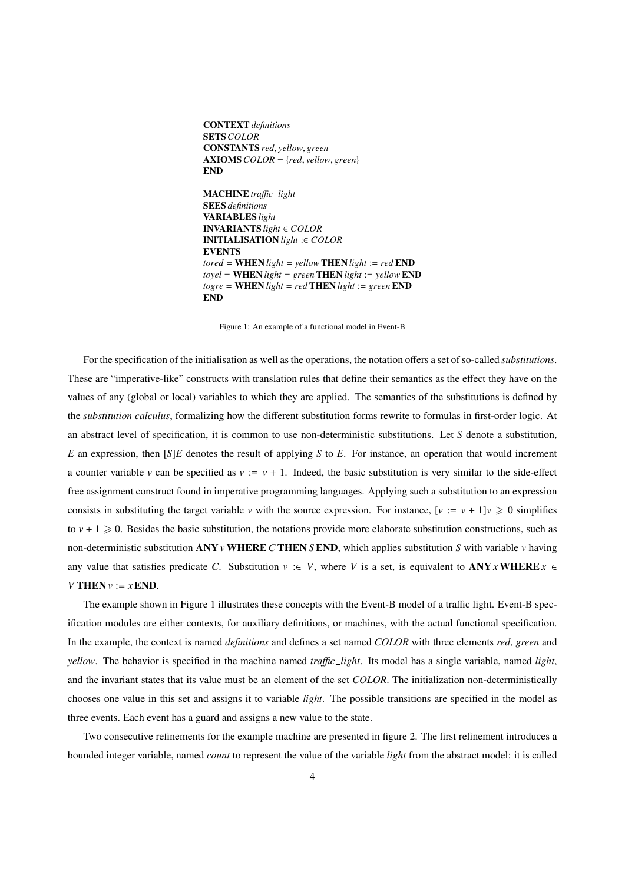```
CONTEXT definitions
SETS COLOR
CONSTANTS red, yellow, green
AXIOMS COLOR = {red, yellow, green}
END

MACHINE traffic_light
SEES definitions
VARIABLES light
INVARIANTS light ∈ COLOR
INITIALISATION light :∈ COLOR
EVENTS
tored = WHEN light = yellow THEN light := red END
toyel = WHEN light = green THEN light := yellow END
togre = WHEN light = red THEN light := green END
END
```

Figure 1: An example of a functional model in Event-B

For the specification of the initialisation as well as the operations, the notation offers a set of so-called *substitutions*. These are "imperative-like" constructs with translation rules that define their semantics as the effect they have on the values of any (global or local) variables to which they are applied. The semantics of the substitutions is defined by the *substitution calculus*, formalizing how the different substitution forms rewrite to formulas in first-order logic. At an abstract level of specification, it is common to use non-deterministic substitutions. Let $S$ denote a substitution, $E$ an expression, then $[S]E$ denotes the result of applying $S$ to $E$. For instance, an operation that would increment a counter variable $v$ can be specified as $v := v + 1$. Indeed, the basic substitution is very similar to the side-effect free assignment construct found in imperative programming languages. Applying such a substitution to an expression consists in substituting the target variable $v$ with the source expression. For instance, $[v := v + 1]v \geqslant 0$ simplifies to $v + 1 \geqslant 0$. Besides the basic substitution, the notations provide more elaborate substitution constructions, such as non-deterministic substitution **ANY** $v$ **WHERE** $C$ **THEN** $S$ **END**, which applies substitution $S$ with variable $v$ having any value that satisfies predicate $C$. Substitution $v :\in V$, where $V$ is a set, is equivalent to **ANY** $x$ **WHERE** $x \in V$ **THEN** $v := x$ **END**.

The example shown in Figure 1 illustrates these concepts with the Event-B model of a traffic light. Event-B specification modules are either contexts, for auxiliary definitions, or machines, with the actual functional specification. In the example, the context is named *definitions* and defines a set named *COLOR* with three elements *red*, *green* and *yellow*. The behavior is specified in the machine named *traffic_light*. Its model has a single variable, named *light*, and the invariant states that its value must be an element of the set *COLOR*. The initialization non-deterministically chooses one value in this set and assigns it to variable *light*. The possible transitions are specified in the model as three events. Each event has a guard and assigns a new value to the state.

Two consecutive refinements for the example machine are presented in figure 2. The first refinement introduces a bounded integer variable, named *count* to represent the value of the variable *light* from the abstract model: it is called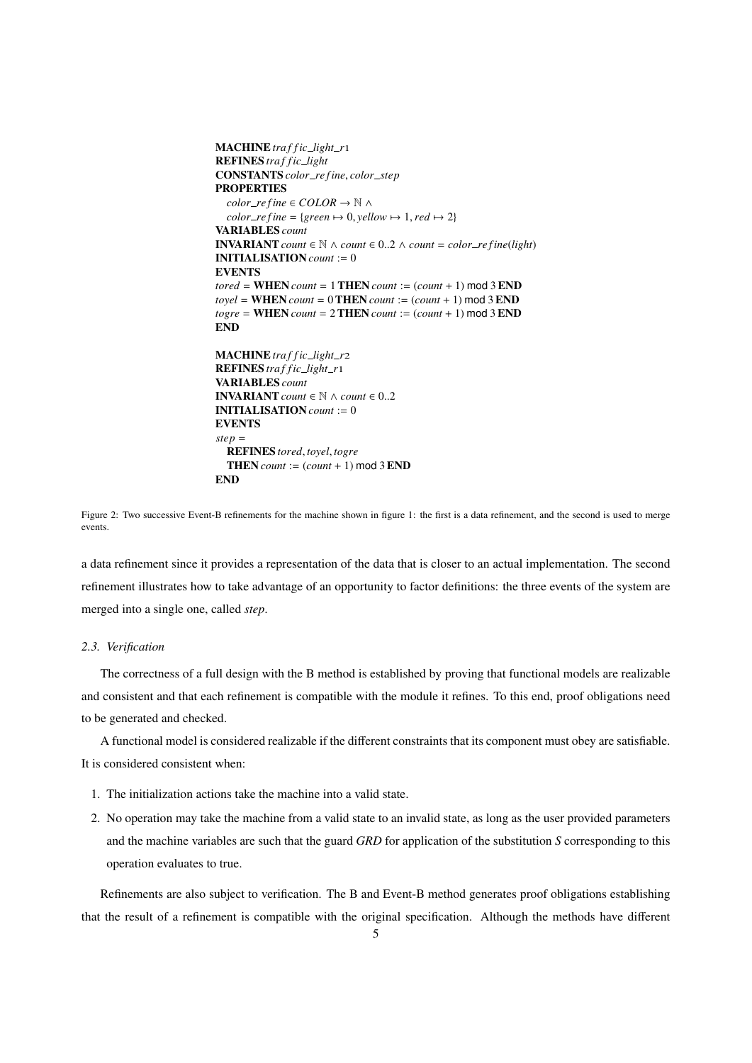```
MACHINE traffic_light_r1
REFINES traffic_light
CONSTANTS color_refine, color_step
PROPERTIES
   color_refine ∈ COLOR → ℕ ∧
   color_refine = {green ↦ 0, yellow ↦ 1, red ↦ 2}
VARIABLES count
INVARIANT count ∈ ℕ ∧ count ∈ 0..2 ∧ count = color_refine(light)
INITIALISATION count := 0
EVENTS
tored = WHEN count = 1 THEN count := (count + 1) mod 3 END
toyel = WHEN count = 0 THEN count := (count + 1) mod 3 END
togre = WHEN count = 2 THEN count := (count + 1) mod 3 END
END

MACHINE traffic_light_r2
REFINES traffic_light_r1
VARIABLES count
INVARIANT count ∈ ℕ ∧ count ∈ 0..2
INITIALISATION count := 0
EVENTS
step =
   REFINES tored, toyel, togre
   THEN count := (count + 1) mod 3 END
END
```

Figure 2: Two successive Event-B refinements for the machine shown in figure 1: the first is a data refinement, and the second is used to merge events.

a data refinement since it provides a representation of the data that is closer to an actual implementation. The second refinement illustrates how to take advantage of an opportunity to factor definitions: the three events of the system are merged into a single one, called *step*.

### *2.3. Verification*

The correctness of a full design with the B method is established by proving that functional models are realizable and consistent and that each refinement is compatible with the module it refines. To this end, proof obligations need to be generated and checked.

A functional model is considered realizable if the different constraints that its component must obey are satisfiable. It is considered consistent when:

1. The initialization actions take the machine into a valid state.
2. No operation may take the machine from a valid state to an invalid state, as long as the user provided parameters and the machine variables are such that the guard *GRD* for application of the substitution *S* corresponding to this operation evaluates to true.

Refinements are also subject to verification. The B and Event-B method generates proof obligations establishing that the result of a refinement is compatible with the original specification. Although the methods have different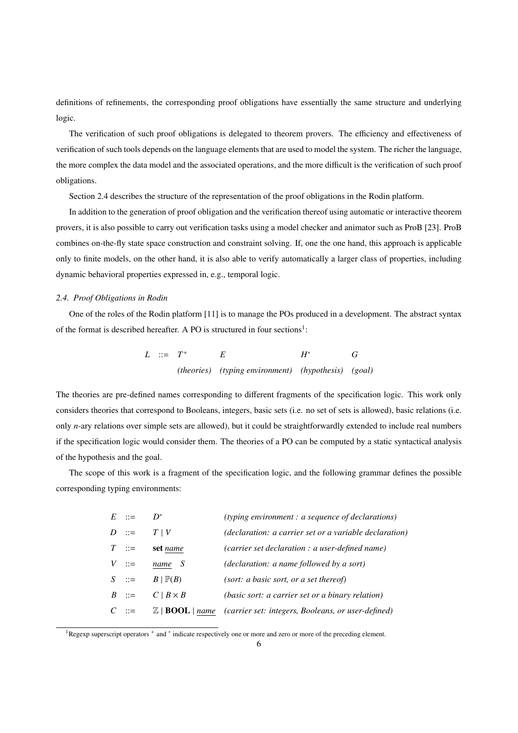definitions of refinements, the corresponding proof obligations have essentially the same structure and underlying logic.

The verification of such proof obligations is delegated to theorem provers. The efficiency and effectiveness of verification of such tools depends on the language elements that are used to model the system. The richer the language, the more complex the data model and the associated operations, and the more difficult is the verification of such proof obligations.

Section 2.4 describes the structure of the representation of the proof obligations in the Rodin platform.

In addition to the generation of proof obligation and the verification thereof using automatic or interactive theorem provers, it is also possible to carry out verification tasks using a model checker and animator such as ProB [23]. ProB combines on-the-fly state space construction and constraint solving. If, one the one hand, this approach is applicable only to finite models, on the other hand, it is also able to verify automatically a larger class of properties, including dynamic behavioral properties expressed in, e.g., temporal logic.

### *2.4. Proof Obligations in Rodin*

One of the roles of the Rodin platform [11] is to manage the POs produced in a development. The abstract syntax of the format is described hereafter. A PO is structured in four sections[1]:

| | | | | | |
|---|---|---|---|---|---|
| $L$ | $::=$ | $T^+$ | $E$ | $H^*$ | $G$ |
| | | *(theories)* | *(typing environment)* | *(hypothesis)* | *(goal)* |

The theories are pre-defined names corresponding to different fragments of the specification logic. This work only considers theories that correspond to Booleans, integers, basic sets (i.e. no set of sets is allowed), basic relations (i.e. only $n$-ary relations over simple sets are allowed), but it could be straightforwardly extended to include real numbers if the specification logic would consider them. The theories of a PO can be computed by a static syntactical analysis of the hypothesis and the goal.

The scope of this work is a fragment of the specification logic, and the following grammar defines the possible corresponding typing environments:

| | | | |
|---|---|---|---|
| $E$ | $::=$ | $D^*$ | *(typing environment : a sequence of declarations)* |
| $D$ | $::=$ | $T \mid V$ | *(declaration: a carrier set or a variable declaration)* |
| $T$ | $::=$ | **set** <u>name</u> | *(carrier set declaration : a user-defined name)* |
| $V$ | $::=$ | <u>name</u> $S$ | *(declaration: a name followed by a sort)* |
| $S$ | $::=$ | $B \mid \mathbb{P}(B)$ | *(sort: a basic sort, or a set thereof)* |
| $B$ | $::=$ | $C \mid B \times B$ | *(basic sort: a carrier set or a binary relation)* |
| $C$ | $::=$ | $\mathbb{Z}$ \| **BOOL** \| <u>name</u> | *(carrier set: integers, Booleans, or user-defined)* |

[1] Regexp superscript operators $^+$ and $^*$ indicate respectively one or more and zero or more of the preceding element.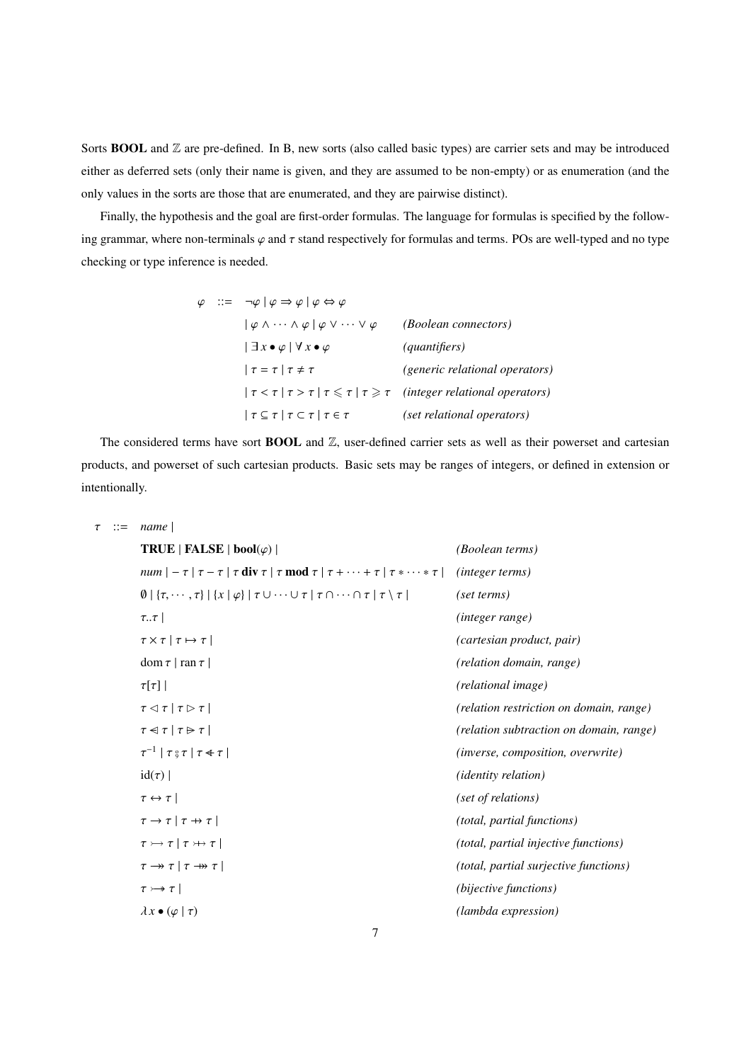Sorts **BOOL** and $\mathbb{Z}$ are pre-defined. In B, new sorts (also called basic types) are carrier sets and may be introduced either as deferred sets (only their name is given, and they are assumed to be non-empty) or as enumeration (and the only values in the sorts are those that are enumerated, and they are pairwise distinct).

Finally, the hypothesis and the goal are first-order formulas. The language for formulas is specified by the following grammar, where non-terminals $\varphi$ and $\tau$ stand respectively for formulas and terms. POs are well-typed and no type checking or type inference is needed.

$$
\begin{array}{rcll}
\varphi & ::= & \neg\varphi \mid \varphi \Rightarrow \varphi \mid \varphi \Leftrightarrow \varphi & \\
 & & \mid \varphi \wedge \cdots \wedge \varphi \mid \varphi \vee \cdots \vee \varphi & \textit{(Boolean connectors)} \\
 & & \mid \exists\, x \bullet \varphi \mid \forall\, x \bullet \varphi & \textit{(quantifiers)} \\
 & & \mid \tau = \tau \mid \tau \neq \tau & \textit{(generic relational operators)} \\
 & & \mid \tau < \tau \mid \tau > \tau \mid \tau \leqslant \tau \mid \tau \geqslant \tau & \textit{(integer relational operators)} \\
 & & \mid \tau \subseteq \tau \mid \tau \subset \tau \mid \tau \in \tau & \textit{(set relational operators)}
\end{array}
$$

The considered terms have sort **BOOL** and $\mathbb{Z}$, user-defined carrier sets as well as their powerset and cartesian products, and powerset of such cartesian products. Basic sets may be ranges of integers, or defined in extension or intentionally.

$$
\begin{array}{rcll}
\tau & ::= & \mathit{name} \mid & \\
 & & \textbf{TRUE} \mid \textbf{FALSE} \mid \textbf{bool}(\varphi) \mid & \textit{(Boolean terms)} \\
 & & \mathit{num} \mid -\tau \mid \tau - \tau \mid \tau \;\textbf{div}\; \tau \mid \tau \;\textbf{mod}\; \tau \mid \tau + \cdots + \tau \mid \tau * \cdots * \tau \mid & \textit{(integer terms)} \\
 & & \emptyset \mid \{\tau, \cdots, \tau\} \mid \{x \mid \varphi\} \mid \tau \cup \cdots \cup \tau \mid \tau \cap \cdots \cap \tau \mid \tau \setminus \tau \mid & \textit{(set terms)} \\
 & & \tau .. \tau \mid & \textit{(integer range)} \\
 & & \tau \times \tau \mid \tau \mapsto \tau \mid & \textit{(cartesian product, pair)} \\
 & & \mathrm{dom}\,\tau \mid \mathrm{ran}\,\tau \mid & \textit{(relation domain, range)} \\
 & & \tau[\tau] \mid & \textit{(relational image)} \\
 & & \tau \lhd \tau \mid \tau \rhd \tau \mid & \textit{(relation restriction on domain, range)} \\
 & & \tau \ntriangleleft \tau \mid \tau \ntriangleright \tau \mid & \textit{(relation subtraction on domain, range)} \\
 & & \tau^{-1} \mid \tau \,;\, \tau \mid \tau \Lleftarrow \tau \mid & \textit{(inverse, composition, overwrite)} \\
 & & \mathrm{id}(\tau) \mid & \textit{(identity relation)} \\
 & & \tau \leftrightarrow \tau \mid & \textit{(set of relations)} \\
 & & \tau \rightarrow \tau \mid \tau \nrightarrow \tau \mid & \textit{(total, partial functions)} \\
 & & \tau \rightarrowtail \tau \mid \tau \;\rightarrowtail\!\!\!\!\!\!+\; \tau \mid & \textit{(total, partial injective functions)} \\
 & & \tau \twoheadrightarrow \tau \mid \tau \;\twoheadrightarrow\!\!\!\!\!\!\!+\; \tau \mid & \textit{(total, partial surjective functions)} \\
 & & \tau \rightarrowtail\!\!\!\!\!\twoheadrightarrow \tau \mid & \textit{(bijective functions)} \\
 & & \lambda\, x \bullet (\varphi \mid \tau) & \textit{(lambda expression)}
\end{array}
$$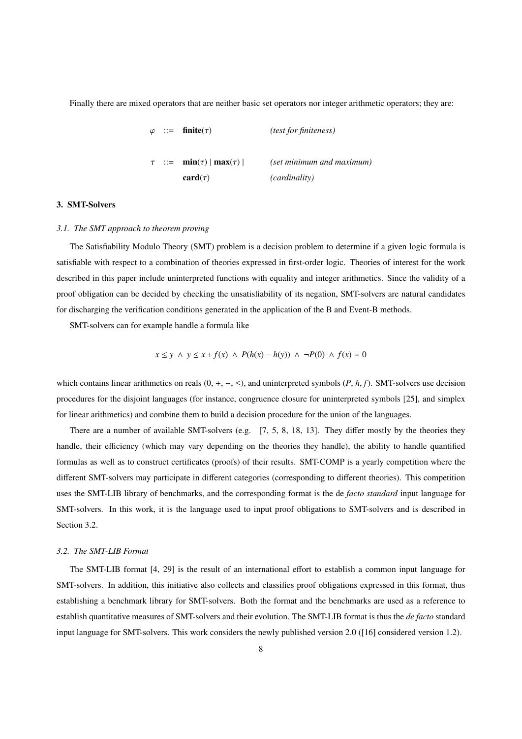Finally there are mixed operators that are neither basic set operators nor integer arithmetic operators; they are:

$$
\begin{array}{lll}
\varphi & ::= & \mathbf{finite}(\tau) \qquad\qquad \textit{(test for finiteness)} \\[1em]
\tau & ::= & \mathbf{min}(\tau) \mid \mathbf{max}(\tau) \mid \qquad \textit{(set minimum and maximum)} \\
 & & \mathbf{card}(\tau) \qquad\qquad \textit{(cardinality)}
\end{array}
$$

## 3. SMT-Solvers

### *3.1. The SMT approach to theorem proving*

The Satisfiability Modulo Theory (SMT) problem is a decision problem to determine if a given logic formula is satisfiable with respect to a combination of theories expressed in first-order logic. Theories of interest for the work described in this paper include uninterpreted functions with equality and integer arithmetics. Since the validity of a proof obligation can be decided by checking the unsatisfiability of its negation, SMT-solvers are natural candidates for discharging the verification conditions generated in the application of the B and Event-B methods.

SMT-solvers can for example handle a formula like

$$x \leq y \ \wedge \ y \leq x + f(x) \ \wedge \ P(h(x) - h(y)) \ \wedge \ \neg P(0) \ \wedge \ f(x) = 0$$

which contains linear arithmetics on reals ($0, +, -, \leq$), and uninterpreted symbols ($P, h, f$). SMT-solvers use decision procedures for the disjoint languages (for instance, congruence closure for uninterpreted symbols [25], and simplex for linear arithmetics) and combine them to build a decision procedure for the union of the languages.

There are a number of available SMT-solvers (e.g. [7, 5, 8, 18, 13]. They differ mostly by the theories they handle, their efficiency (which may vary depending on the theories they handle), the ability to handle quantified formulas as well as to construct certificates (proofs) of their results. SMT-COMP is a yearly competition where the different SMT-solvers may participate in different categories (corresponding to different theories). This competition uses the SMT-LIB library of benchmarks, and the corresponding format is the de *facto standard* input language for SMT-solvers. In this work, it is the language used to input proof obligations to SMT-solvers and is described in Section 3.2.

### *3.2. The SMT-LIB Format*

The SMT-LIB format [4, 29] is the result of an international effort to establish a common input language for SMT-solvers. In addition, this initiative also collects and classifies proof obligations expressed in this format, thus establishing a benchmark library for SMT-solvers. Both the format and the benchmarks are used as a reference to establish quantitative measures of SMT-solvers and their evolution. The SMT-LIB format is thus the *de facto* standard input language for SMT-solvers. This work considers the newly published version 2.0 ([16] considered version 1.2).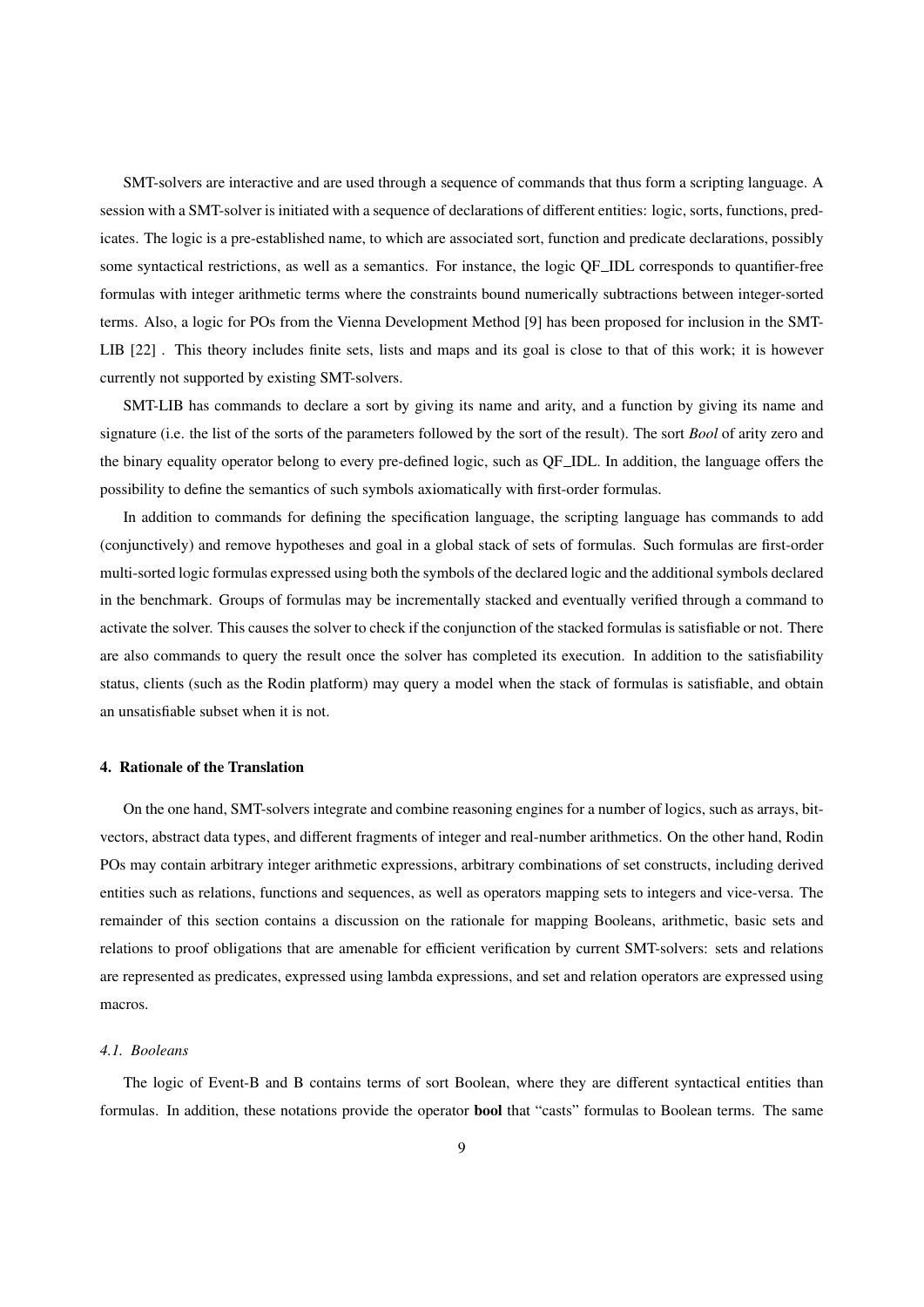SMT-solvers are interactive and are used through a sequence of commands that thus form a scripting language. A session with a SMT-solver is initiated with a sequence of declarations of different entities: logic, sorts, functions, predicates. The logic is a pre-established name, to which are associated sort, function and predicate declarations, possibly some syntactical restrictions, as well as a semantics. For instance, the logic QF_IDL corresponds to quantifier-free formulas with integer arithmetic terms where the constraints bound numerically subtractions between integer-sorted terms. Also, a logic for POs from the Vienna Development Method [9] has been proposed for inclusion in the SMT-LIB [22] . This theory includes finite sets, lists and maps and its goal is close to that of this work; it is however currently not supported by existing SMT-solvers.

SMT-LIB has commands to declare a sort by giving its name and arity, and a function by giving its name and signature (i.e. the list of the sorts of the parameters followed by the sort of the result). The sort *Bool* of arity zero and the binary equality operator belong to every pre-defined logic, such as QF_IDL. In addition, the language offers the possibility to define the semantics of such symbols axiomatically with first-order formulas.

In addition to commands for defining the specification language, the scripting language has commands to add (conjunctively) and remove hypotheses and goal in a global stack of sets of formulas. Such formulas are first-order multi-sorted logic formulas expressed using both the symbols of the declared logic and the additional symbols declared in the benchmark. Groups of formulas may be incrementally stacked and eventually verified through a command to activate the solver. This causes the solver to check if the conjunction of the stacked formulas is satisfiable or not. There are also commands to query the result once the solver has completed its execution. In addition to the satisfiability status, clients (such as the Rodin platform) may query a model when the stack of formulas is satisfiable, and obtain an unsatisfiable subset when it is not.

#### 4. Rationale of the Translation

On the one hand, SMT-solvers integrate and combine reasoning engines for a number of logics, such as arrays, bit-vectors, abstract data types, and different fragments of integer and real-number arithmetics. On the other hand, Rodin POs may contain arbitrary integer arithmetic expressions, arbitrary combinations of set constructs, including derived entities such as relations, functions and sequences, as well as operators mapping sets to integers and vice-versa. The remainder of this section contains a discussion on the rationale for mapping Booleans, arithmetic, basic sets and relations to proof obligations that are amenable for efficient verification by current SMT-solvers: sets and relations are represented as predicates, expressed using lambda expressions, and set and relation operators are expressed using macros.

##### *4.1. Booleans*

The logic of Event-B and B contains terms of sort Boolean, where they are different syntactical entities than formulas. In addition, these notations provide the operator **bool** that "casts" formulas to Boolean terms. The same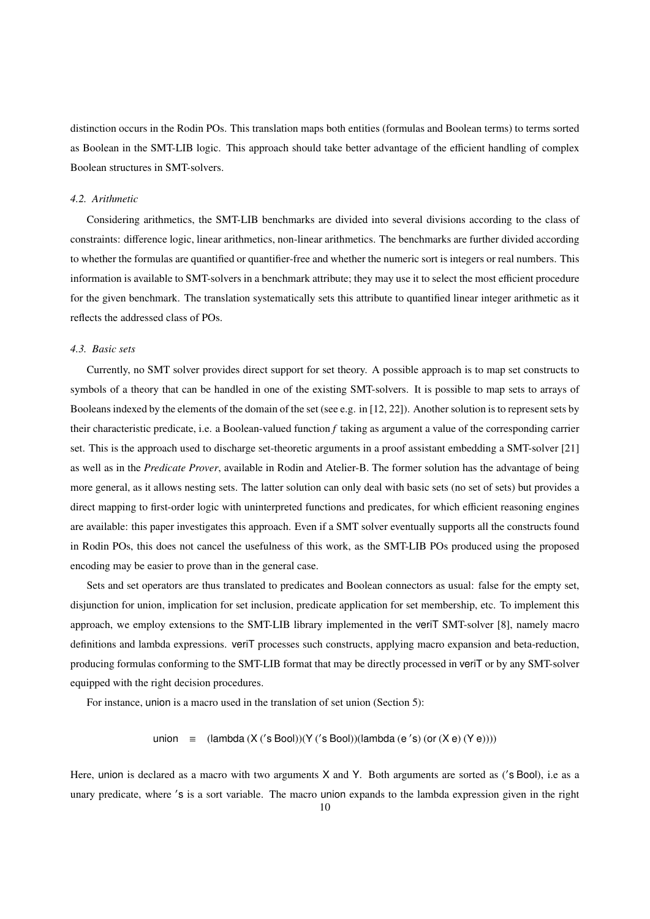distinction occurs in the Rodin POs. This translation maps both entities (formulas and Boolean terms) to terms sorted as Boolean in the SMT-LIB logic. This approach should take better advantage of the efficient handling of complex Boolean structures in SMT-solvers.

### 4.2. Arithmetic

Considering arithmetics, the SMT-LIB benchmarks are divided into several divisions according to the class of constraints: difference logic, linear arithmetics, non-linear arithmetics. The benchmarks are further divided according to whether the formulas are quantified or quantifier-free and whether the numeric sort is integers or real numbers. This information is available to SMT-solvers in a benchmark attribute; they may use it to select the most efficient procedure for the given benchmark. The translation systematically sets this attribute to quantified linear integer arithmetic as it reflects the addressed class of POs.

### 4.3. Basic sets

Currently, no SMT solver provides direct support for set theory. A possible approach is to map set constructs to symbols of a theory that can be handled in one of the existing SMT-solvers. It is possible to map sets to arrays of Booleans indexed by the elements of the domain of the set (see e.g. in [12, 22]). Another solution is to represent sets by their characteristic predicate, i.e. a Boolean-valued function $f$ taking as argument a value of the corresponding carrier set. This is the approach used to discharge set-theoretic arguments in a proof assistant embedding a SMT-solver [21] as well as in the *Predicate Prover*, available in Rodin and Atelier-B. The former solution has the advantage of being more general, as it allows nesting sets. The latter solution can only deal with basic sets (no set of sets) but provides a direct mapping to first-order logic with uninterpreted functions and predicates, for which efficient reasoning engines are available: this paper investigates this approach. Even if a SMT solver eventually supports all the constructs found in Rodin POs, this does not cancel the usefulness of this work, as the SMT-LIB POs produced using the proposed encoding may be easier to prove than in the general case.

Sets and set operators are thus translated to predicates and Boolean connectors as usual: false for the empty set, disjunction for union, implication for set inclusion, predicate application for set membership, etc. To implement this approach, we employ extensions to the SMT-LIB library implemented in the veriT SMT-solver [8], namely macro definitions and lambda expressions. veriT processes such constructs, applying macro expansion and beta-reduction, producing formulas conforming to the SMT-LIB format that may be directly processed in veriT or by any SMT-solver equipped with the right decision procedures.

For instance, union is a macro used in the translation of set union (Section 5):

```
union  ≡  (lambda (X ('s Bool))(Y ('s Bool))(lambda (e 's) (or (X e) (Y e))))
```

Here, union is declared as a macro with two arguments X and Y. Both arguments are sorted as ('s Bool), i.e as a unary predicate, where 's is a sort variable. The macro union expands to the lambda expression given in the right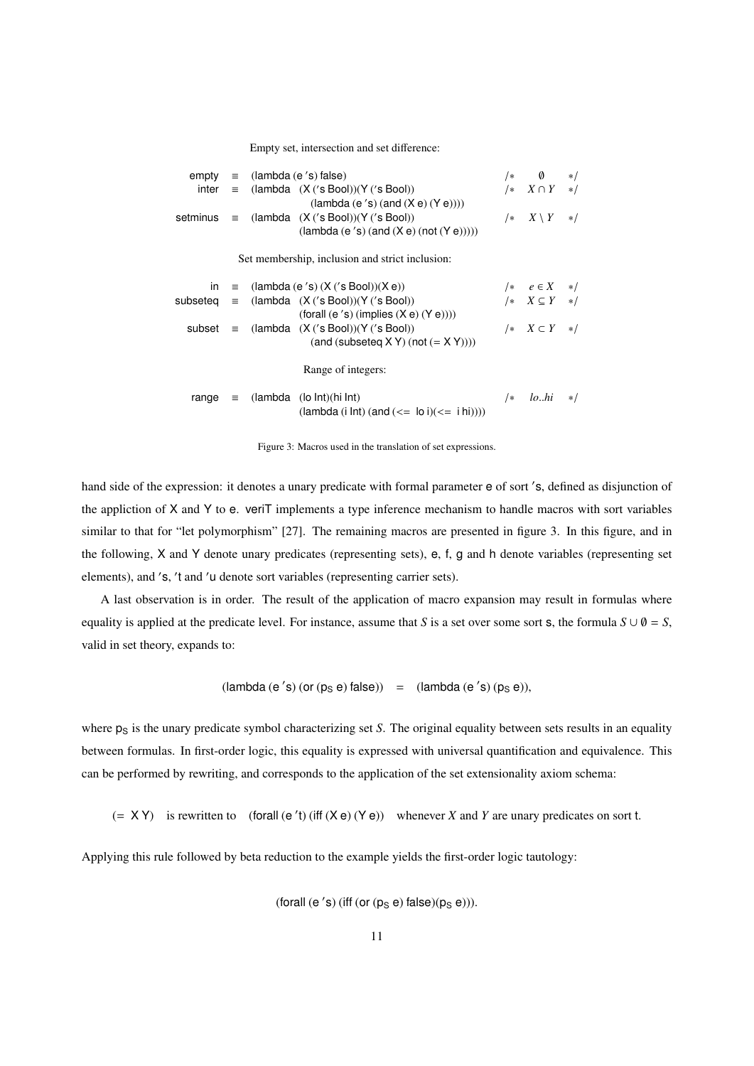Empty set, intersection and set difference:

```
empty    ≡  (lambda (e 's) false)                                  /*  ∅      */
inter    ≡  (lambda  (X ('s Bool))(Y ('s Bool))                    /*  X ∩ Y  */
                (lambda (e 's) (and (X e) (Y e))))
setminus ≡  (lambda  (X ('s Bool))(Y ('s Bool))                    /*  X \ Y  */
             (lambda (e 's) (and (X e) (not (Y e)))))
```

Set membership, inclusion and strict inclusion:

```
in       ≡  (lambda (e 's) (X ('s Bool))(X e))                     /*  e ∈ X  */
subseteq ≡  (lambda  (X ('s Bool))(Y ('s Bool))                    /*  X ⊆ Y  */
             (forall (e 's) (implies (X e) (Y e))))
subset   ≡  (lambda  (X ('s Bool))(Y ('s Bool))                    /*  X ⊂ Y  */
               (and (subseteq X Y) (not (= X Y))))
```

Range of integers:

```
range    ≡  (lambda  (lo Int)(hi Int)                              /*  lo..hi */
             (lambda (i Int) (and (<= lo i)(<= i hi))))
```

Figure 3: Macros used in the translation of set expressions.

hand side of the expression: it denotes a unary predicate with formal parameter e of sort 's, defined as disjunction of the appliction of X and Y to e. veriT implements a type inference mechanism to handle macros with sort variables similar to that for "let polymorphism" [27]. The remaining macros are presented in figure 3. In this figure, and in the following, X and Y denote unary predicates (representing sets), e, f, g and h denote variables (representing set elements), and 's, 't and 'u denote sort variables (representing carrier sets).

A last observation is in order. The result of the application of macro expansion may result in formulas where equality is applied at the predicate level. For instance, assume that $S$ is a set over some sort s, the formula $S \cup \emptyset = S$, valid in set theory, expands to:

(lambda (e 's) (or ($p_S$ e) false)) = (lambda (e 's) ($p_S$ e)),

where $p_S$ is the unary predicate symbol characterizing set $S$. The original equality between sets results in an equality between formulas. In first-order logic, this equality is expressed with universal quantification and equivalence. This can be performed by rewriting, and corresponds to the application of the set extensionality axiom schema:

(= X Y) is rewritten to (forall (e 't) (iff (X e) (Y e)) whenever $X$ and $Y$ are unary predicates on sort t.

Applying this rule followed by beta reduction to the example yields the first-order logic tautology:

(forall (e 's) (iff (or ($p_S$ e) false)($p_S$ e))).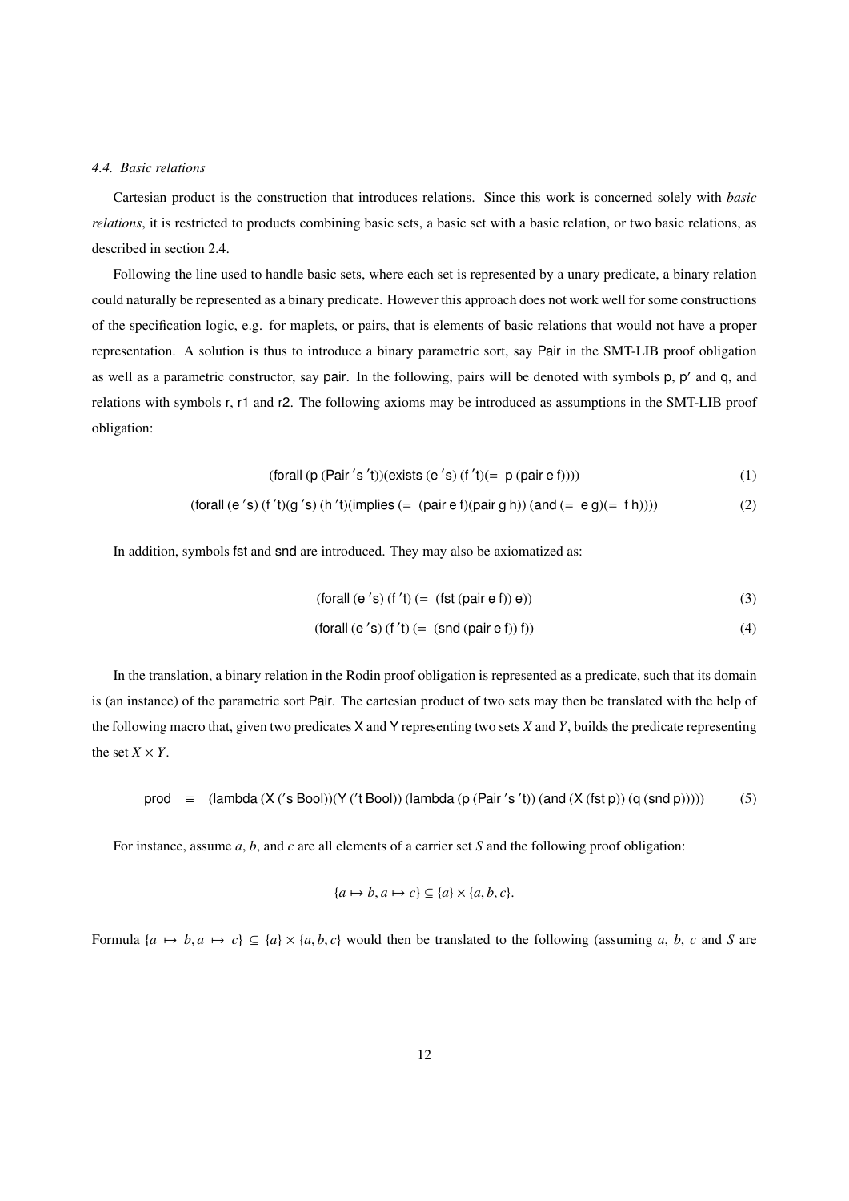### 4.4. Basic relations

Cartesian product is the construction that introduces relations. Since this work is concerned solely with *basic relations*, it is restricted to products combining basic sets, a basic set with a basic relation, or two basic relations, as described in section 2.4.

Following the line used to handle basic sets, where each set is represented by a unary predicate, a binary relation could naturally be represented as a binary predicate. However this approach does not work well for some constructions of the specification logic, e.g. for maplets, or pairs, that is elements of basic relations that would not have a proper representation. A solution is thus to introduce a binary parametric sort, say Pair in the SMT-LIB proof obligation as well as a parametric constructor, say pair. In the following, pairs will be denoted with symbols p, p′ and q, and relations with symbols r, r1 and r2. The following axioms may be introduced as assumptions in the SMT-LIB proof obligation:

```
(forall (p (Pair 's 't))(exists (e 's) (f 't)(= p (pair e f))))                              (1)
(forall (e 's) (f 't)(g 's) (h 't)(implies (= (pair e f)(pair g h)) (and (= e g)(= f h))))    (2)
```

In addition, symbols fst and snd are introduced. They may also be axiomatized as:

```
(forall (e 's) (f 't) (= (fst (pair e f)) e))    (3)
(forall (e 's) (f 't) (= (snd (pair e f)) f))    (4)
```

In the translation, a binary relation in the Rodin proof obligation is represented as a predicate, such that its domain is (an instance) of the parametric sort Pair. The cartesian product of two sets may then be translated with the help of the following macro that, given two predicates X and Y representing two sets $X$ and $Y$, builds the predicate representing the set $X \times Y$.

```
prod ≡ (lambda (X ('s Bool))(Y ('t Bool)) (lambda (p (Pair 's 't)) (and (X (fst p)) (q (snd p)))))    (5)
```

For instance, assume $a$, $b$, and $c$ are all elements of a carrier set $S$ and the following proof obligation:

$$\{a \mapsto b, a \mapsto c\} \subseteq \{a\} \times \{a, b, c\}.$$

Formula $\{a \mapsto b, a \mapsto c\} \subseteq \{a\} \times \{a, b, c\}$ would then be translated to the following (assuming $a$, $b$, $c$ and $S$ are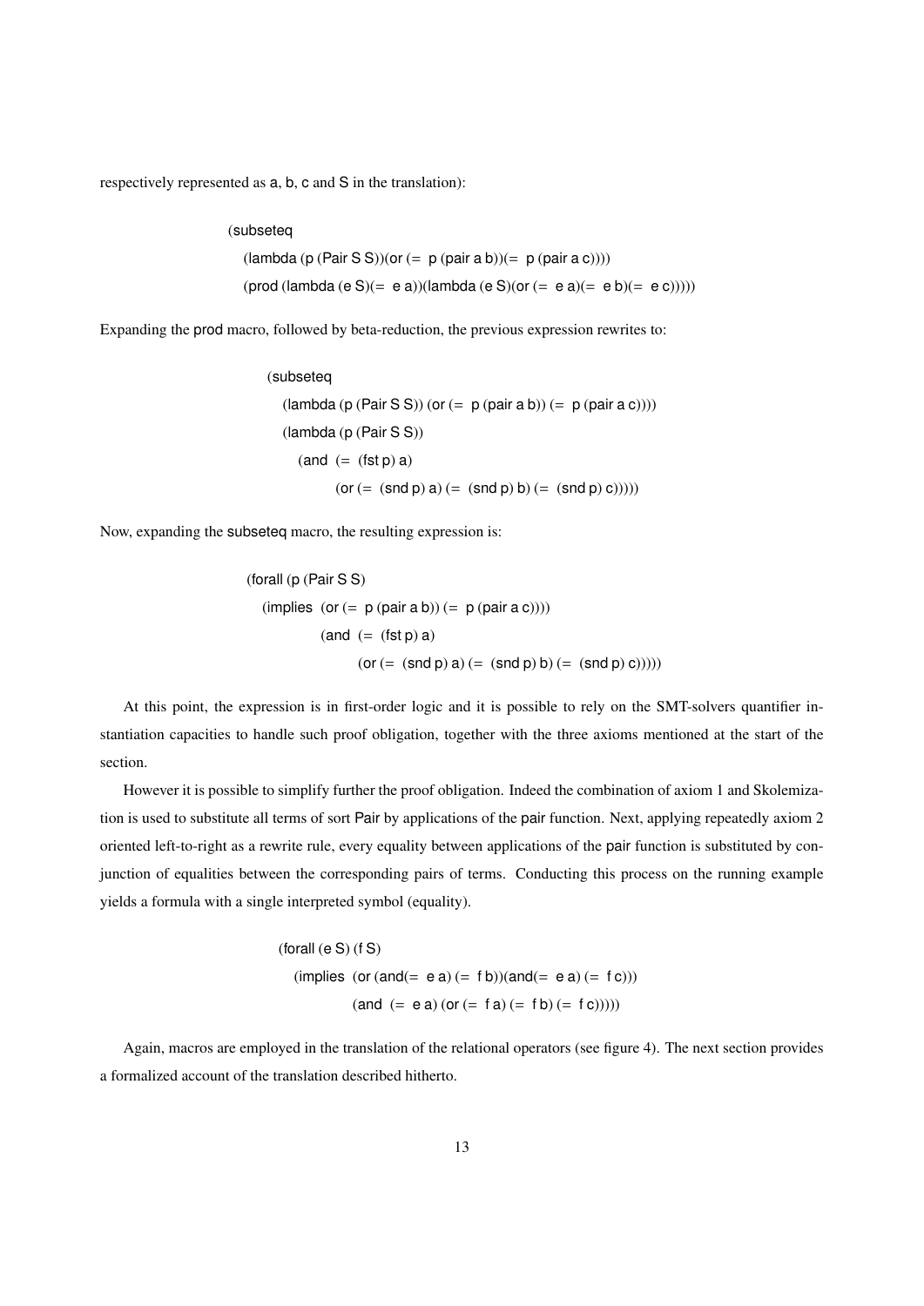respectively represented as a, b, c and S in the translation):

```
(subseteq
   (lambda (p (Pair S S))(or (= p (pair a b))(= p (pair a c))))
   (prod (lambda (e S)(= e a))(lambda (e S)(or (= e a)(= e b)(= e c)))))
```

Expanding the prod macro, followed by beta-reduction, the previous expression rewrites to:

```
(subseteq
   (lambda (p (Pair S S)) (or (= p (pair a b)) (= p (pair a c))))
   (lambda (p (Pair S S))
      (and (= (fst p) a)
            (or (= (snd p) a) (= (snd p) b) (= (snd p) c)))))
```

Now, expanding the subseteq macro, the resulting expression is:

```
(forall (p (Pair S S)
   (implies (or (= p (pair a b)) (= p (pair a c))))
            (and (= (fst p) a)
                  (or (= (snd p) a) (= (snd p) b) (= (snd p) c)))))
```

At this point, the expression is in first-order logic and it is possible to rely on the SMT-solvers quantifier instantiation capacities to handle such proof obligation, together with the three axioms mentioned at the start of the section.

However it is possible to simplify further the proof obligation. Indeed the combination of axiom 1 and Skolemization is used to substitute all terms of sort Pair by applications of the pair function. Next, applying repeatedly axiom 2 oriented left-to-right as a rewrite rule, every equality between applications of the pair function is substituted by conjunction of equalities between the corresponding pairs of terms. Conducting this process on the running example yields a formula with a single interpreted symbol (equality).

```
(forall (e S) (f S)
   (implies (or (and(= e a) (= f b))(and(= e a) (= f c)))
            (and (= e a) (or (= f a) (= f b) (= f c)))))
```

Again, macros are employed in the translation of the relational operators (see figure 4). The next section provides a formalized account of the translation described hitherto.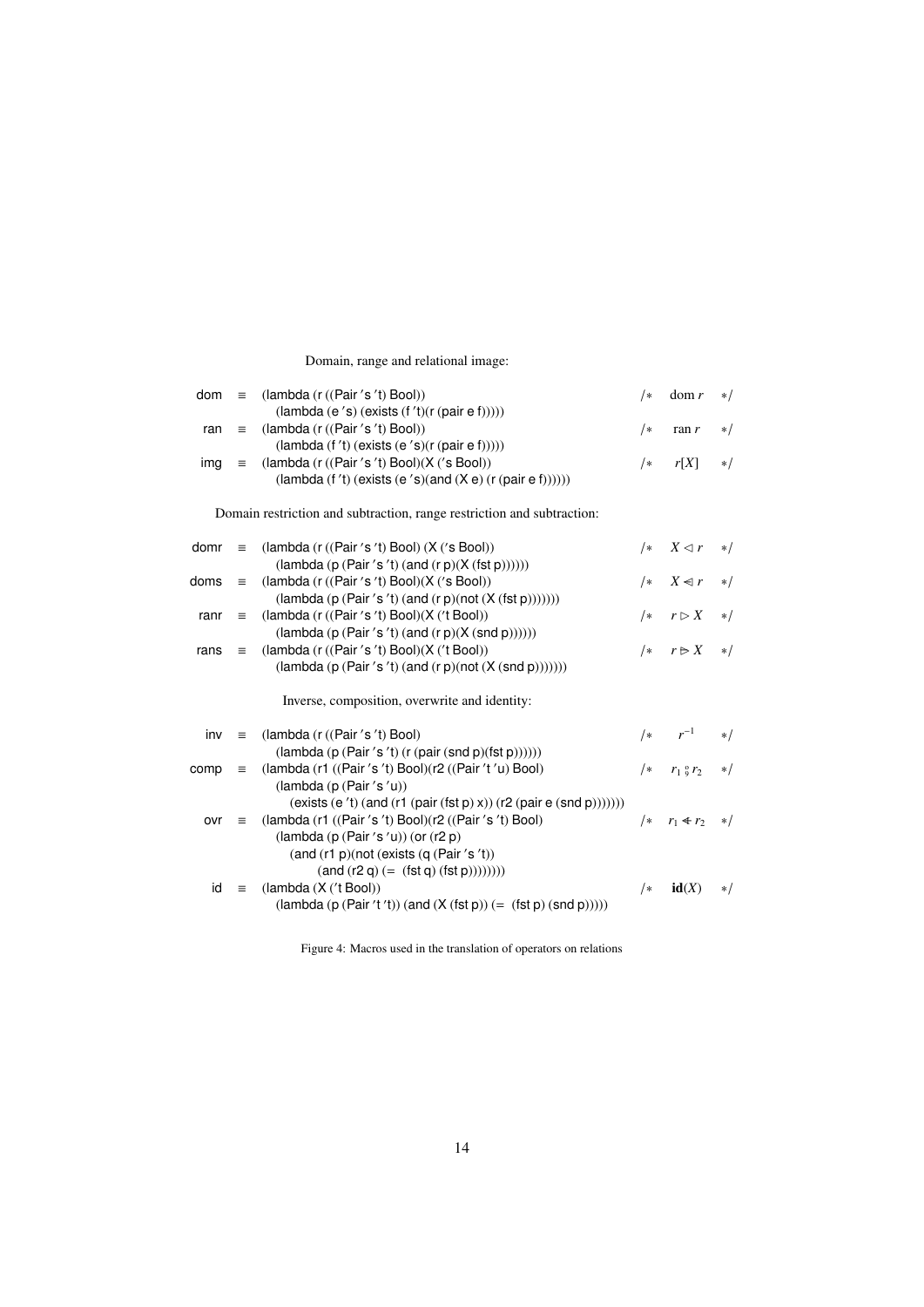Domain, range and relational image:

```
dom  ≡ (lambda (r ((Pair 's 't) Bool))                                  /* dom r */
         (lambda (e 's) (exists (f 't)(r (pair e f)))))
ran  ≡ (lambda (r ((Pair 's 't) Bool))                                  /* ran r */
         (lambda (f 't) (exists (e 's)(r (pair e f)))))
img  ≡ (lambda (r ((Pair 's 't) Bool)(X ('s Bool))                      /* r[X] */
         (lambda (f 't) (exists (e 's)(and (X e) (r (pair e f))))))
```

Domain restriction and subtraction, range restriction and subtraction:

```
domr ≡ (lambda (r ((Pair 's 't) Bool) (X ('s Bool))                     /* X ◁ r */
         (lambda (p (Pair 's 't) (and (r p)(X (fst p))))))
doms ≡ (lambda (r ((Pair 's 't) Bool)(X ('s Bool))                      /* X ⩤ r */
         (lambda (p (Pair 's 't) (and (r p)(not (X (fst p)))))))
ranr ≡ (lambda (r ((Pair 's 't) Bool)(X ('t Bool))                      /* r ▷ X */
         (lambda (p (Pair 's 't) (and (r p)(X (snd p))))))
rans ≡ (lambda (r ((Pair 's 't) Bool)(X ('t Bool))                      /* r ⩥ X */
         (lambda (p (Pair 's 't) (and (r p)(not (X (snd p)))))))
```

Inverse, composition, overwrite and identity:

```
inv  ≡ (lambda (r ((Pair 's 't) Bool)                                   /* r^-1 */
         (lambda (p (Pair 's 't) (r (pair (snd p)(fst p))))))
comp ≡ (lambda (r1 ((Pair 's 't) Bool)(r2 ((Pair 't 'u) Bool)           /* r1 ⨾ r2 */
         (lambda (p (Pair 's 'u))
           (exists (e 't) (and (r1 (pair (fst p) x)) (r2 (pair e (snd p)))))))
ovr  ≡ (lambda (r1 ((Pair 's 't) Bool)(r2 ((Pair 's 't) Bool)           /* r1 ⩥ r2 */
         (lambda (p (Pair 's 'u)) (or (r2 p)
           (and (r1 p)(not (exists (q (Pair 's 't))
                 (and (r2 q) (= (fst q) (fst p)))))))))
id   ≡ (lambda (X ('t Bool))                                            /* id(X) */
         (lambda (p (Pair 't 't)) (and (X (fst p)) (= (fst p) (snd p)))))
```

Figure 4: Macros used in the translation of operators on relations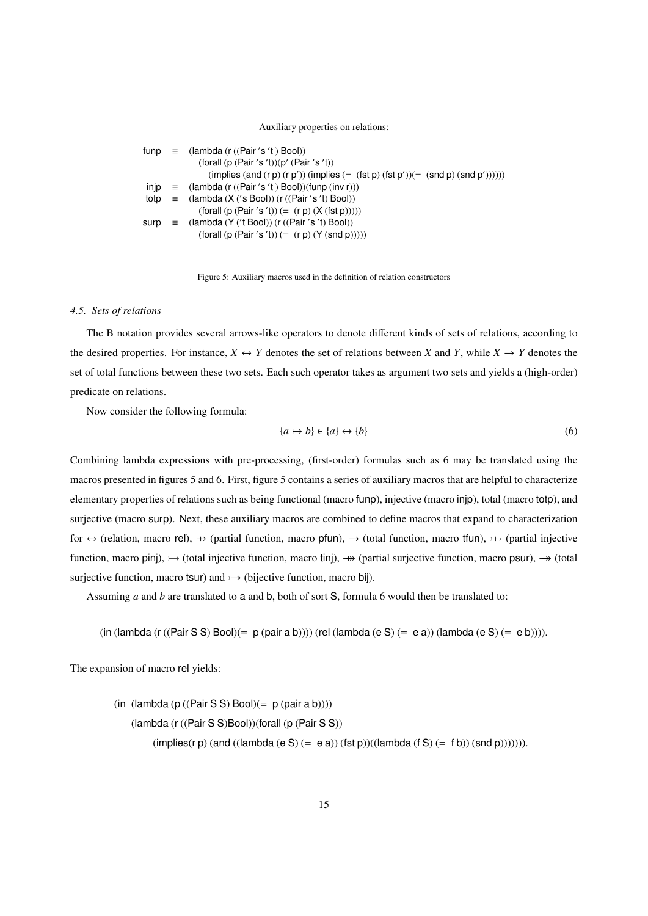Auxiliary properties on relations:

```
funp  ≡  (lambda (r ((Pair 's 't ) Bool))
           (forall (p (Pair 's 't))(p' (Pair 's 't))
             (implies (and (r p) (r p')) (implies (=  (fst p) (fst p'))(=  (snd p) (snd p'))))))
injp  ≡  (lambda (r ((Pair 's 't ) Bool))(funp (inv r)))
totp  ≡  (lambda (X ('s Bool)) (r ((Pair 's 't) Bool))
           (forall (p (Pair 's 't)) (=  (r p) (X (fst p)))))
surp  ≡  (lambda (Y ('t Bool)) (r ((Pair 's 't) Bool))
           (forall (p (Pair 's 't)) (=  (r p) (Y (snd p)))))
```

Figure 5: Auxiliary macros used in the definition of relation constructors

### *4.5. Sets of relations*

The B notation provides several arrows-like operators to denote different kinds of sets of relations, according to the desired properties. For instance, $X \leftrightarrow Y$ denotes the set of relations between $X$ and $Y$, while $X \rightarrow Y$ denotes the set of total functions between these two sets. Each such operator takes as argument two sets and yields a (high-order) predicate on relations.

Now consider the following formula:

$$\{a \mapsto b\} \in \{a\} \leftrightarrow \{b\} \tag{6}$$

Combining lambda expressions with pre-processing, (first-order) formulas such as 6 may be translated using the macros presented in figures 5 and 6. First, figure 5 contains a series of auxiliary macros that are helpful to characterize elementary properties of relations such as being functional (macro funp), injective (macro injp), total (macro totp), and surjective (macro surp). Next, these auxiliary macros are combined to define macros that expand to characterization for $\leftrightarrow$ (relation, macro rel), $\nrightarrow$ (partial function, macro pfun), $\rightarrow$ (total function, macro tfun), $\rightarrowtail\!\!\!\!\!+$ (partial injective function, macro pinj), $\rightarrowtail$ (total injective function, macro tinj), $\twoheadrightarrow\!\!\!\!\!+$ (partial surjective function, macro psur), $\twoheadrightarrow$ (total surjective function, macro tsur) and $\rightarrowtail\!\!\!\!\twoheadrightarrow$ (bijective function, macro bij).

Assuming $a$ and $b$ are translated to a and b, both of sort S, formula 6 would then be translated to:

```
(in (lambda (r ((Pair S S) Bool)(=  p (pair a b)))) (rel (lambda (e S) (=  e a)) (lambda (e S) (=  e b)))).
```

The expansion of macro rel yields:

```
(in  (lambda (p ((Pair S S) Bool)(=  p (pair a b))))
    (lambda (r ((Pair S S)Bool))(forall (p (Pair S S))
         (implies(r p) (and ((lambda (e S) (=  e a)) (fst p))((lambda (f S) (=  f b)) (snd p))))))).
```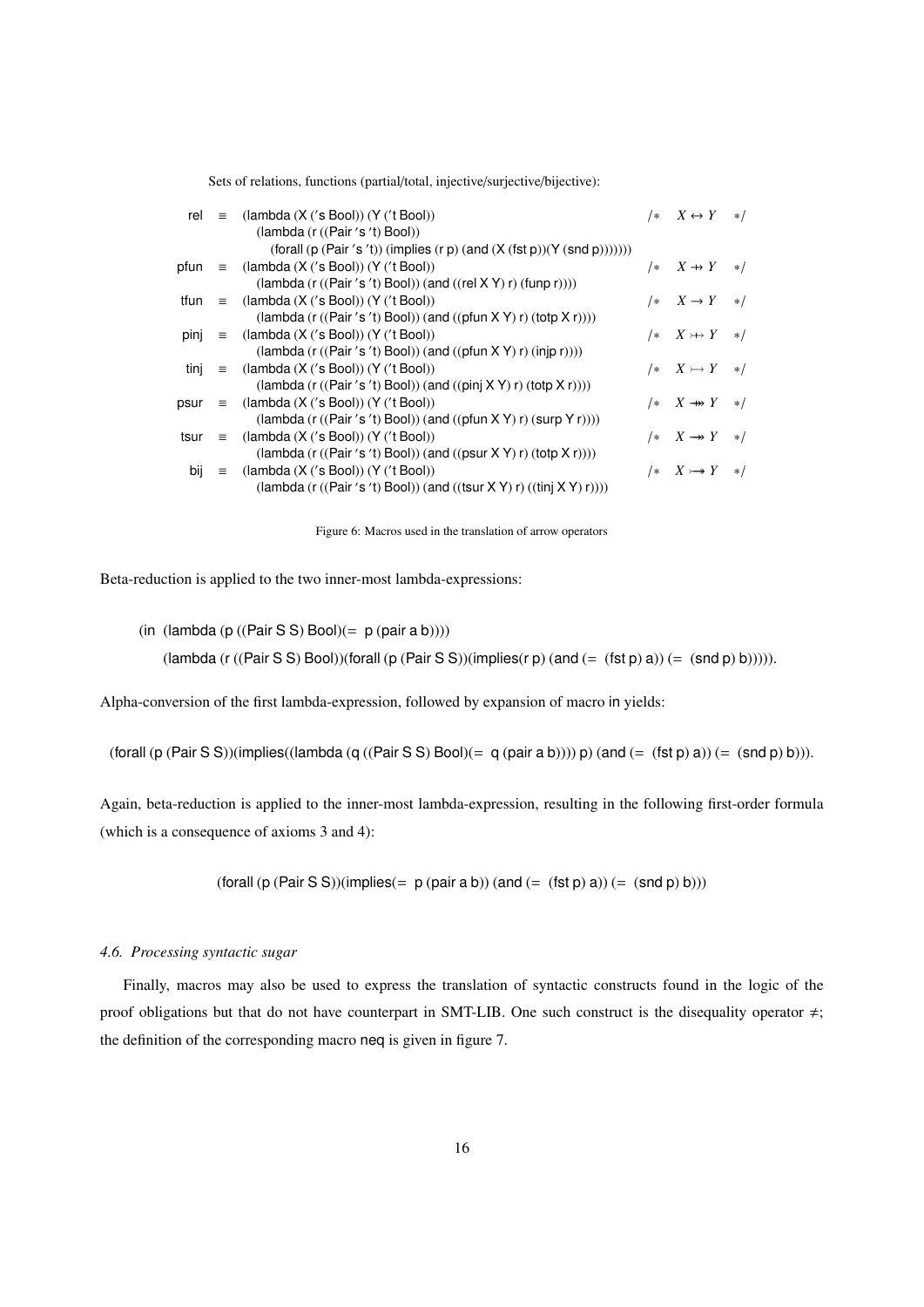Sets of relations, functions (partial/total, injective/surjective/bijective):

```
rel  ≡ (lambda (X ('s Bool)) (Y ('t Bool))                                      /* X ↔ Y  */
         (lambda (r ((Pair 's 't) Bool))
           (forall (p (Pair 's 't)) (implies (r p) (and (X (fst p))(Y (snd p)))))))
pfun ≡ (lambda (X ('s Bool)) (Y ('t Bool))                                      /* X ⇸ Y  */
         (lambda (r ((Pair 's 't) Bool)) (and ((rel X Y) r) (funp r))))
tfun ≡ (lambda (X ('s Bool)) (Y ('t Bool))                                      /* X → Y  */
         (lambda (r ((Pair 's 't) Bool)) (and ((pfun X Y) r) (totp X r))))
pinj ≡ (lambda (X ('s Bool)) (Y ('t Bool))                                      /* X ⤔ Y  */
         (lambda (r ((Pair 's 't) Bool)) (and ((pfun X Y) r) (injp r))))
tinj ≡ (lambda (X ('s Bool)) (Y ('t Bool))                                      /* X ↣ Y  */
         (lambda (r ((Pair 's 't) Bool)) (and ((pinj X Y) r) (totp X r))))
psur ≡ (lambda (X ('s Bool)) (Y ('t Bool))                                      /* X ⤀ Y  */
         (lambda (r ((Pair 's 't) Bool)) (and ((pfun X Y) r) (surp Y r))))
tsur ≡ (lambda (X ('s Bool)) (Y ('t Bool))                                      /* X ↠ Y  */
         (lambda (r ((Pair 's 't) Bool)) (and ((psur X Y) r) (totp X r))))
bij  ≡ (lambda (X ('s Bool)) (Y ('t Bool))                                      /* X ⤖ Y  */
         (lambda (r ((Pair 's 't) Bool)) (and ((tsur X Y) r) ((tinj X Y) r))))
```

Figure 6: Macros used in the translation of arrow operators

Beta-reduction is applied to the two inner-most lambda-expressions:

```
(in (lambda (p ((Pair S S) Bool)(= p (pair a b))))
    (lambda (r ((Pair S S) Bool))(forall (p (Pair S S))(implies(r p) (and (= (fst p) a)) (= (snd p) b))))).
```

Alpha-conversion of the first lambda-expression, followed by expansion of macro in yields:

```
(forall (p (Pair S S))(implies((lambda (q ((Pair S S) Bool)(= q (pair a b)))) p) (and (= (fst p) a)) (= (snd p) b))).
```

Again, beta-reduction is applied to the inner-most lambda-expression, resulting in the following first-order formula (which is a consequence of axioms 3 and 4):

```
(forall (p (Pair S S))(implies(= p (pair a b)) (and (= (fst p) a)) (= (snd p) b)))
```

*4.6. Processing syntactic sugar*

Finally, macros may also be used to express the translation of syntactic constructs found in the logic of the proof obligations but that do not have counterpart in SMT-LIB. One such construct is the disequality operator $\neq$; the definition of the corresponding macro neq is given in figure 7.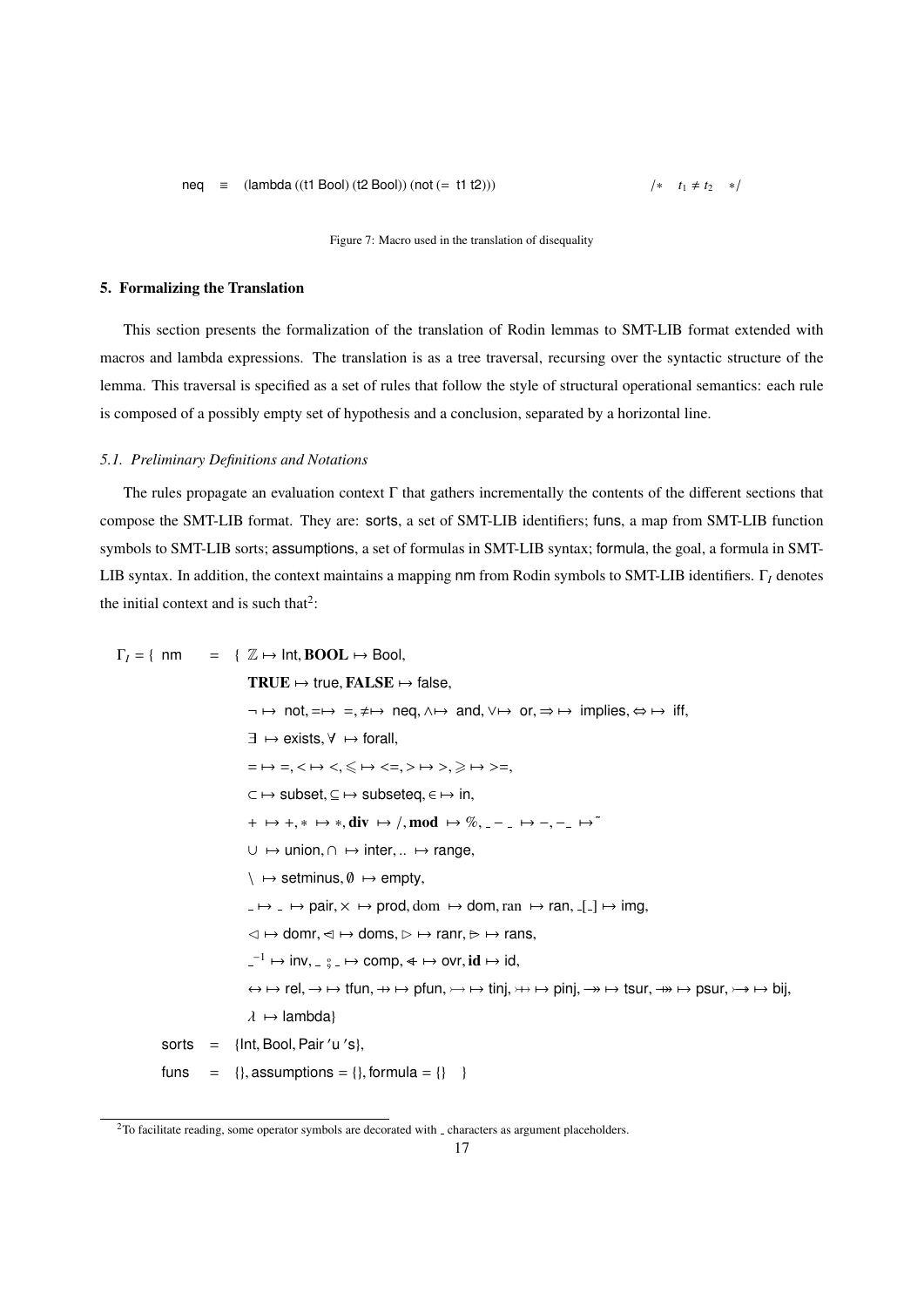```
neq  ≡  (lambda ((t1 Bool) (t2 Bool)) (not (= t1 t2)))          /*  t1 ≠ t2  */
```

Figure 7: Macro used in the translation of disequality

## 5. Formalizing the Translation

This section presents the formalization of the translation of Rodin lemmas to SMT-LIB format extended with macros and lambda expressions. The translation is as a tree traversal, recursing over the syntactic structure of the lemma. This traversal is specified as a set of rules that follow the style of structural operational semantics: each rule is composed of a possibly empty set of hypothesis and a conclusion, separated by a horizontal line.

### 5.1. Preliminary Definitions and Notations

The rules propagate an evaluation context $\Gamma$ that gathers incrementally the contents of the different sections that compose the SMT-LIB format. They are: sorts, a set of SMT-LIB identifiers; funs, a map from SMT-LIB function symbols to SMT-LIB sorts; assumptions, a set of formulas in SMT-LIB syntax; formula, the goal, a formula in SMT-LIB syntax. In addition, the context maintains a mapping nm from Rodin symbols to SMT-LIB identifiers. $\Gamma_I$ denotes the initial context and is such that[2]:

$$
\begin{aligned}
\Gamma_I = \{\ \mathsf{nm}\ &= \{\ \mathbb{Z} \mapsto \mathsf{Int}, \mathbf{BOOL} \mapsto \mathsf{Bool},\\
&\quad \mathbf{TRUE} \mapsto \mathsf{true}, \mathbf{FALSE} \mapsto \mathsf{false},\\
&\quad \neg \mapsto \mathsf{not}, = \mapsto\ =, \neq \mapsto \mathsf{neq}, \wedge \mapsto \mathsf{and}, \vee \mapsto \mathsf{or}, \Rightarrow \mapsto \mathsf{implies}, \Leftrightarrow \mapsto \mathsf{iff},\\
&\quad \exists \mapsto \mathsf{exists}, \forall \mapsto \mathsf{forall},\\
&\quad = \mapsto =, < \mapsto <, \leqslant \mapsto <=, > \mapsto >, \geqslant \mapsto >=,\\
&\quad \subset \mapsto \mathsf{subset}, \subseteq \mapsto \mathsf{subseteq}, \in \mapsto \mathsf{in},\\
&\quad + \mapsto +, * \mapsto *, \mathbf{div} \mapsto /, \mathbf{mod} \mapsto \%, \_-\_ \mapsto -, -\_ \mapsto \tilde{}\\
&\quad \cup \mapsto \mathsf{union}, \cap \mapsto \mathsf{inter}, .. \mapsto \mathsf{range},\\
&\quad \setminus \mapsto \mathsf{setminus}, \emptyset \mapsto \mathsf{empty},\\
&\quad \_ \mapsto \_ \mapsto \mathsf{pair}, \times \mapsto \mathsf{prod}, \mathrm{dom} \mapsto \mathsf{dom}, \mathrm{ran} \mapsto \mathsf{ran}, \_[\_] \mapsto \mathsf{img},\\
&\quad \lhd \mapsto \mathsf{domr}, ⩤ \mapsto \mathsf{doms}, \rhd \mapsto \mathsf{ranr}, ⩥ \mapsto \mathsf{rans},\\
&\quad \_^{-1} \mapsto \mathsf{inv}, \_\,;\,\_ \mapsto \mathsf{comp}, \Lleftarrow \mapsto \mathsf{ovr}, \mathbf{id} \mapsto \mathsf{id},\\
&\quad \leftrightarrow \mapsto \mathsf{rel}, \rightarrow \mapsto \mathsf{tfun}, ⇸ \mapsto \mathsf{pfun}, \rightarrowtail \mapsto \mathsf{tinj}, ⤔ \mapsto \mathsf{pinj}, \twoheadrightarrow \mapsto \mathsf{tsur}, ⤀ \mapsto \mathsf{psur}, ⤖ \mapsto \mathsf{bij},\\
&\quad \lambda \mapsto \mathsf{lambda}\}\\
\mathsf{sorts}\ &= \{\mathsf{Int}, \mathsf{Bool}, \mathsf{Pair}\ '\mathsf{u}\ '\mathsf{s}\},\\
\mathsf{funs}\ &= \{\}, \mathsf{assumptions} = \{\}, \mathsf{formula} = \{\}\quad \}
\end{aligned}
$$

[2] To facilitate reading, some operator symbols are decorated with _ characters as argument placeholders.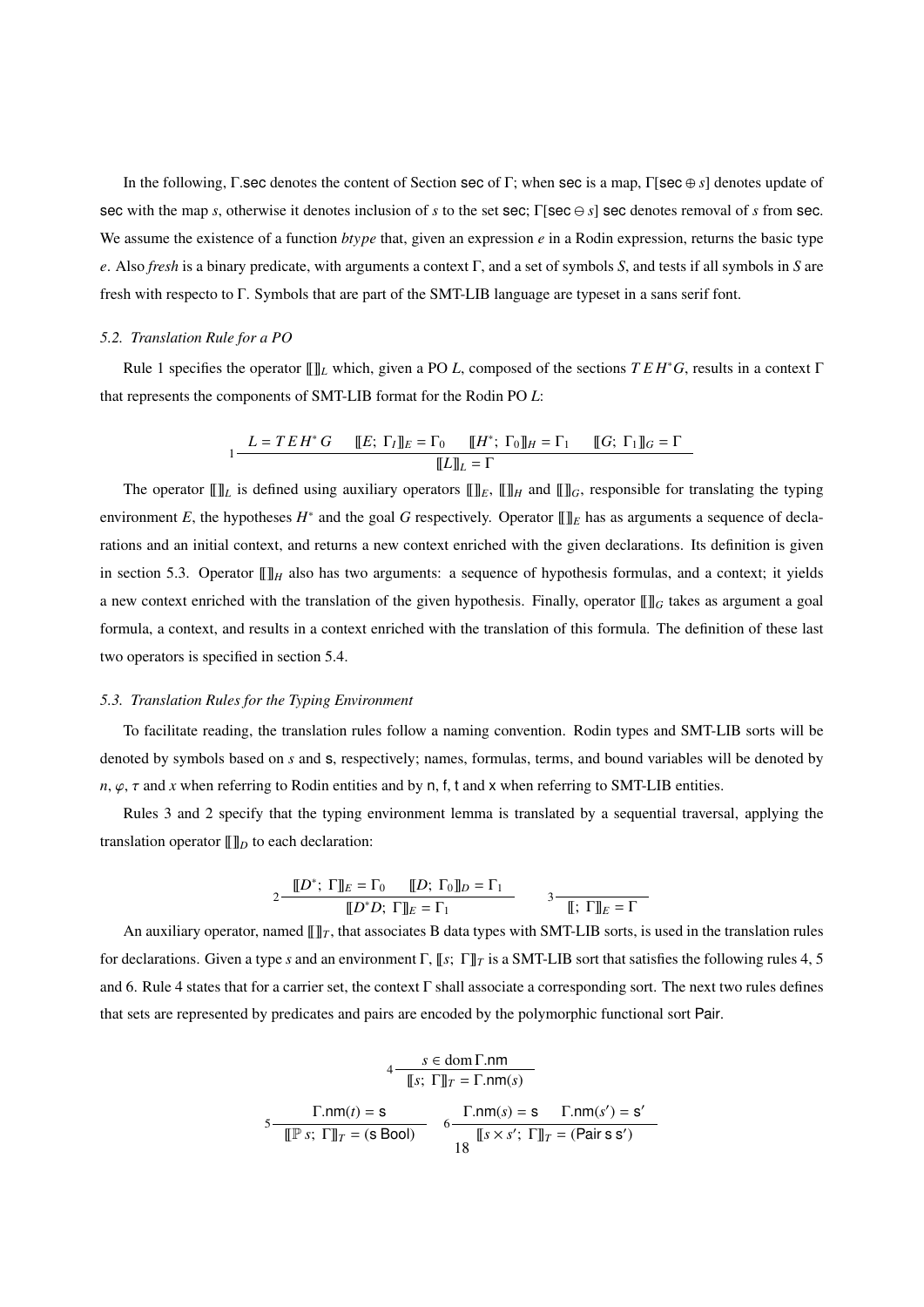In the following, $\Gamma.\mathsf{sec}$ denotes the content of Section $\mathsf{sec}$ of $\Gamma$; when $\mathsf{sec}$ is a map, $\Gamma[\mathsf{sec} \oplus s]$ denotes update of $\mathsf{sec}$ with the map $s$, otherwise it denotes inclusion of $s$ to the set $\mathsf{sec}$; $\Gamma[\mathsf{sec} \ominus s]$ $\mathsf{sec}$ denotes removal of $s$ from $\mathsf{sec}$. We assume the existence of a function *btype* that, given an expression $e$ in a Rodin expression, returns the basic type $e$. Also *fresh* is a binary predicate, with arguments a context $\Gamma$, and a set of symbols $S$, and tests if all symbols in $S$ are fresh with respecto to $\Gamma$. Symbols that are part of the SMT-LIB language are typeset in a sans serif font.

### 5.2. Translation Rule for a PO

Rule 1 specifies the operator $[\![]\!]_L$ which, given a PO $L$, composed of the sections $T\,E\,H^*G$, results in a context $\Gamma$ that represents the components of SMT-LIB format for the Rodin PO $L$:

$$1\ \frac{L = T\,E\,H^*\,G \qquad [\![E;\ \Gamma_I]\!]_E = \Gamma_0 \qquad [\![H^*;\ \Gamma_0]\!]_H = \Gamma_1 \qquad [\![G;\ \Gamma_1]\!]_G = \Gamma}{[\![L]\!]_L = \Gamma}$$

The operator $[\![]\!]_L$ is defined using auxiliary operators $[\![]\!]_E$, $[\![]\!]_H$ and $[\![]\!]_G$, responsible for translating the typing environment $E$, the hypotheses $H^*$ and the goal $G$ respectively. Operator $[\![]\!]_E$ has as arguments a sequence of declarations and an initial context, and returns a new context enriched with the given declarations. Its definition is given in section 5.3. Operator $[\![]\!]_H$ also has two arguments: a sequence of hypothesis formulas, and a context; it yields a new context enriched with the translation of the given hypothesis. Finally, operator $[\![]\!]_G$ takes as argument a goal formula, a context, and results in a context enriched with the translation of this formula. The definition of these last two operators is specified in section 5.4.

### 5.3. Translation Rules for the Typing Environment

To facilitate reading, the translation rules follow a naming convention. Rodin types and SMT-LIB sorts will be denoted by symbols based on $s$ and $\mathsf{s}$, respectively; names, formulas, terms, and bound variables will be denoted by $n$, $\varphi$, $\tau$ and $x$ when referring to Rodin entities and by $\mathsf{n}$, $\mathsf{f}$, $\mathsf{t}$ and $\mathsf{x}$ when referring to SMT-LIB entities.

Rules 3 and 2 specify that the typing environment lemma is translated by a sequential traversal, applying the translation operator $[\![]\!]_D$ to each declaration:

$$2\ \frac{[\![D^*;\ \Gamma]\!]_E = \Gamma_0 \qquad [\![D;\ \Gamma_0]\!]_D = \Gamma_1}{[\![D^*D;\ \Gamma]\!]_E = \Gamma_1} \qquad\qquad 3\ \frac{}{[\![;\ \Gamma]\!]_E = \Gamma}$$

An auxiliary operator, named $[\![]\!]_T$, that associates B data types with SMT-LIB sorts, is used in the translation rules for declarations. Given a type $s$ and an environment $\Gamma$, $[\![s;\ \Gamma]\!]_T$ is a SMT-LIB sort that satisfies the following rules 4, 5 and 6. Rule 4 states that for a carrier set, the context $\Gamma$ shall associate a corresponding sort. The next two rules defines that sets are represented by predicates and pairs are encoded by the polymorphic functional sort $\mathsf{Pair}$.

$$4\ \frac{s \in \operatorname{dom} \Gamma.\mathsf{nm}}{[\![s;\ \Gamma]\!]_T = \Gamma.\mathsf{nm}(s)}$$

$$5\ \frac{\Gamma.\mathsf{nm}(t) = \mathsf{s}}{[\![\mathbb{P}\ s;\ \Gamma]\!]_T = (\mathsf{s\ Bool})} \qquad 6\ \frac{\Gamma.\mathsf{nm}(s) = \mathsf{s} \qquad \Gamma.\mathsf{nm}(s') = \mathsf{s}'}{[\![s \times s';\ \Gamma]\!]_T = (\mathsf{Pair\ s\ s'})}$$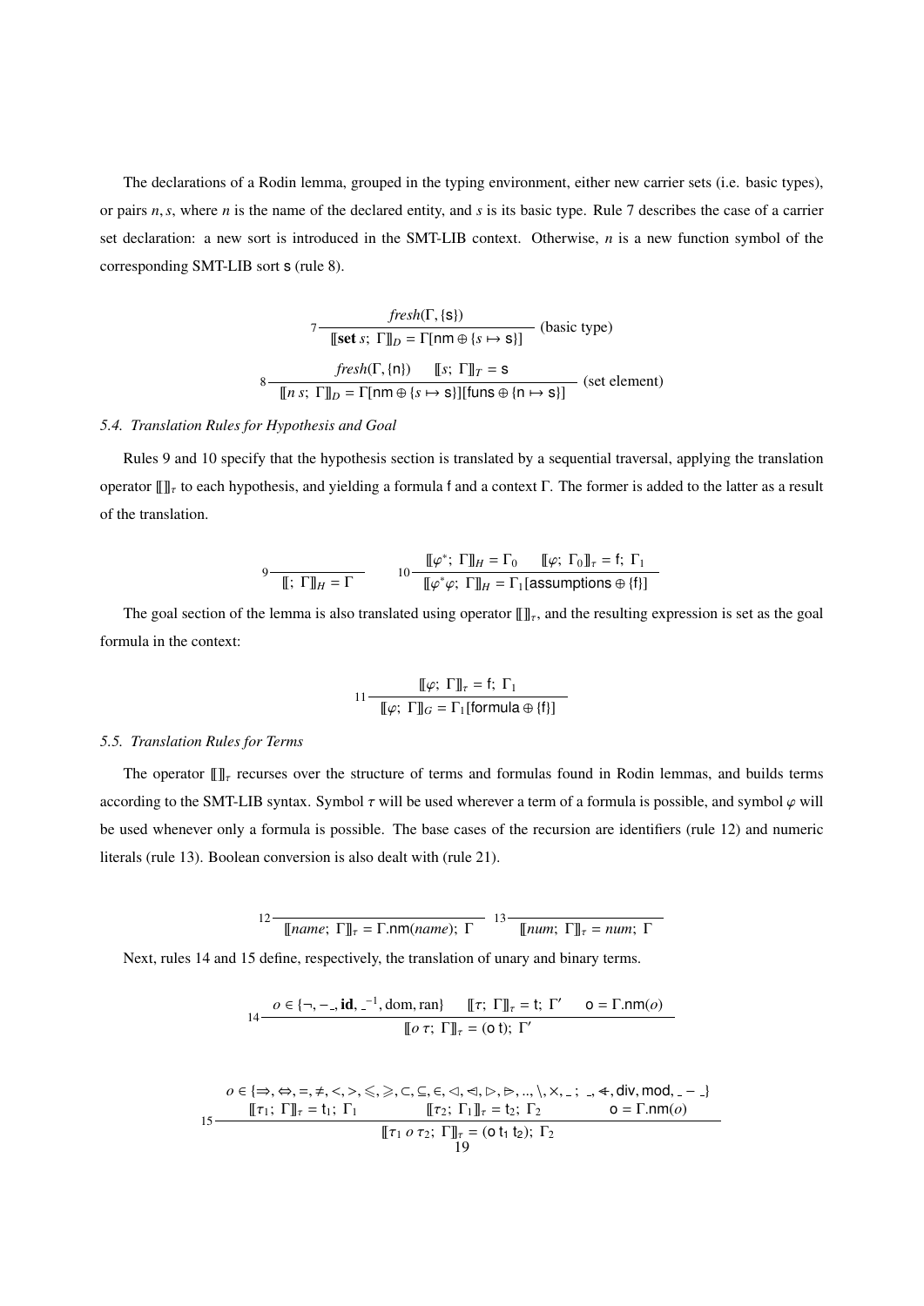The declarations of a Rodin lemma, grouped in the typing environment, either new carrier sets (i.e. basic types), or pairs $n, s$, where $n$ is the name of the declared entity, and $s$ is its basic type. Rule 7 describes the case of a carrier set declaration: a new sort is introduced in the SMT-LIB context. Otherwise, $n$ is a new function symbol of the corresponding SMT-LIB sort $\mathsf{s}$ (rule 8).

$$7\ \frac{\mathit{fresh}(\Gamma, \{\mathsf{s}\})}{[\![\mathbf{set}\ s;\ \Gamma]\!]_D = \Gamma[\mathsf{nm} \oplus \{s \mapsto \mathsf{s}\}]}\ \text{(basic type)}$$

$$8\ \frac{\mathit{fresh}(\Gamma, \{\mathsf{n}\}) \qquad [\![s;\ \Gamma]\!]_T = \mathsf{s}}{[\![n\ s;\ \Gamma]\!]_D = \Gamma[\mathsf{nm} \oplus \{s \mapsto \mathsf{s}\}][\mathsf{funs} \oplus \{\mathsf{n} \mapsto \mathsf{s}\}]}\ \text{(set element)}$$

### 5.4. Translation Rules for Hypothesis and Goal

Rules 9 and 10 specify that the hypothesis section is translated by a sequential traversal, applying the translation operator $[\![]\!]_\tau$ to each hypothesis, and yielding a formula $\mathsf{f}$ and a context $\Gamma$. The former is added to the latter as a result of the translation.

$$9\ \frac{}{[\![;\ \Gamma]\!]_H = \Gamma} \qquad 10\ \frac{[\![\varphi^*;\ \Gamma]\!]_H = \Gamma_0 \qquad [\![\varphi;\ \Gamma_0]\!]_\tau = \mathsf{f};\ \Gamma_1}{[\![\varphi^*\varphi;\ \Gamma]\!]_H = \Gamma_1[\mathsf{assumptions} \oplus \{\mathsf{f}\}]}$$

The goal section of the lemma is also translated using operator $[\![]\!]_\tau$, and the resulting expression is set as the goal formula in the context:

$$11\ \frac{[\![\varphi;\ \Gamma]\!]_\tau = \mathsf{f};\ \Gamma_1}{[\![\varphi;\ \Gamma]\!]_G = \Gamma_1[\mathsf{formula} \oplus \{\mathsf{f}\}]}$$

### 5.5. Translation Rules for Terms

The operator $[\![]\!]_\tau$ recurses over the structure of terms and formulas found in Rodin lemmas, and builds terms according to the SMT-LIB syntax. Symbol $\tau$ will be used wherever a term of a formula is possible, and symbol $\varphi$ will be used whenever only a formula is possible. The base cases of the recursion are identifiers (rule 12) and numeric literals (rule 13). Boolean conversion is also dealt with (rule 21).

$$12\ \frac{}{[\![\mathit{name};\ \Gamma]\!]_\tau = \Gamma.\mathsf{nm}(\mathit{name});\ \Gamma} \quad 13\ \frac{}{[\![\mathit{num};\ \Gamma]\!]_\tau = \mathit{num};\ \Gamma}$$

Next, rules 14 and 15 define, respectively, the translation of unary and binary terms.

$$14\ \frac{o \in \{\neg, -\_, \mathbf{id}, \_^{-1}, \mathrm{dom}, \mathrm{ran}\} \qquad [\![\tau;\ \Gamma]\!]_\tau = \mathsf{t};\ \Gamma' \qquad \mathsf{o} = \Gamma.\mathsf{nm}(o)}{[\![o\ \tau;\ \Gamma]\!]_\tau = (\mathsf{o}\ \mathsf{t});\ \Gamma'}$$

$$15\ \frac{\begin{array}{c} o \in \{\Rightarrow, \Leftrightarrow, =, \neq, <, >, \leqslant, \geqslant, \subset, \subseteq, \in, \lhd, \mathbin{⩤}, \rhd, \mathbin{⩥}, .., \setminus, \times, \_\ ;\ \_, \mathbin{\lhd\!\!\!-}, \mathsf{div}, \mathsf{mod}, \_ - \_\} \\ [\![\tau_1;\ \Gamma]\!]_\tau = \mathsf{t}_1;\ \Gamma_1 \qquad [\![\tau_2;\ \Gamma_1]\!]_\tau = \mathsf{t}_2;\ \Gamma_2 \qquad \mathsf{o} = \Gamma.\mathsf{nm}(o) \end{array}}{[\![\tau_1\ o\ \tau_2;\ \Gamma]\!]_\tau = (\mathsf{o}\ \mathsf{t}_1\ \mathsf{t}_2);\ \Gamma_2}$$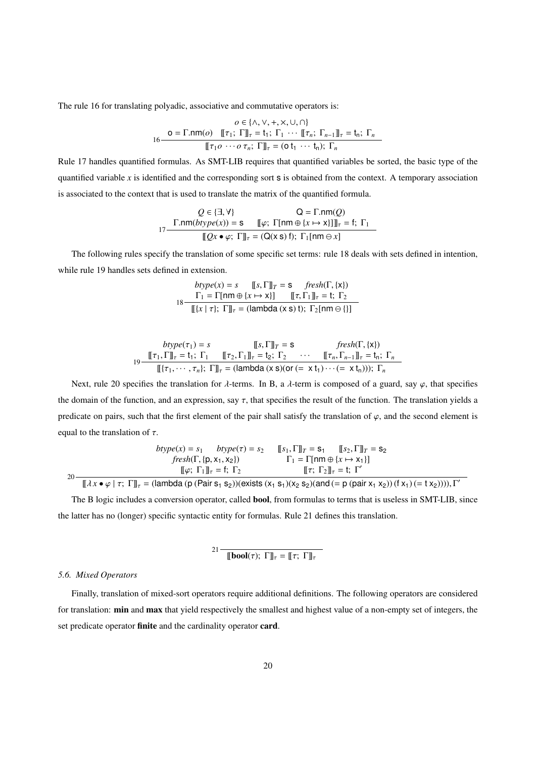The rule 16 for translating polyadic, associative and commutative operators is:

$$
16\ \frac{o \in \{\wedge, \vee, +, \times, \cup, \cap\} \quad \mathsf{o} = \Gamma.\mathsf{nm}(o) \quad [\![\tau_1;\ \Gamma]\!]_\tau = \mathsf{t}_1;\ \Gamma_1\ \cdots\ [\![\tau_n;\ \Gamma_{n-1}]\!]_\tau = \mathsf{t}_n;\ \Gamma_n}{[\![\tau_1 o \cdots o\, \tau_n;\ \Gamma]\!]_\tau = (\mathsf{o}\ \mathsf{t}_1\ \cdots\ \mathsf{t}_n);\ \Gamma_n}
$$

Rule 17 handles quantified formulas. As SMT-LIB requires that quantified variables be sorted, the basic type of the quantified variable $x$ is identified and the corresponding sort $\mathsf{s}$ is obtained from the context. A temporary association is associated to the context that is used to translate the matrix of the quantified formula.

$$
17\ \frac{Q \in \{\exists, \forall\} \quad \mathsf{Q} = \Gamma.\mathsf{nm}(Q) \quad \Gamma.\mathsf{nm}(btype(x)) = \mathsf{s} \quad [\![\varphi;\ \Gamma[\mathsf{nm} \oplus \{x \mapsto \mathsf{x}\}]]\!]_\tau = \mathsf{f};\ \Gamma_1}{[\![Qx \bullet \varphi;\ \Gamma]\!]_\tau = (\mathsf{Q}(\mathsf{x}\ \mathsf{s})\ \mathsf{f});\ \Gamma_1[\mathsf{nm} \ominus x]}
$$

The following rules specify the translation of some specific set terms: rule 18 deals with sets defined in intention, while rule 19 handles sets defined in extension.

$$
18\ \frac{btype(x) = s \quad [\![s, \Gamma]\!]_T = \mathsf{s} \quad fresh(\Gamma, \{\mathsf{x}\}) \quad \Gamma_1 = \Gamma[\mathsf{nm} \oplus \{x \mapsto \mathsf{x}\}] \quad [\![\tau, \Gamma_1]\!]_\tau = \mathsf{t};\ \Gamma_2}{[\![\{x \mid \tau\};\ \Gamma]\!]_\tau = (\mathsf{lambda}\ (\mathsf{x}\ \mathsf{s})\ \mathsf{t});\ \Gamma_2[\mathsf{nm} \ominus \{\}]}
$$

$$
19\ \frac{btype(\tau_1) = s \quad [\![s, \Gamma]\!]_T = \mathsf{s} \quad fresh(\Gamma, \{\mathsf{x}\}) \quad [\![\tau_1, \Gamma]\!]_\tau = \mathsf{t}_1;\ \Gamma_1 \quad [\![\tau_2, \Gamma_1]\!]_\tau = \mathsf{t}_2;\ \Gamma_2 \quad \cdots \quad [\![\tau_n, \Gamma_{n-1}]\!]_\tau = \mathsf{t}_n;\ \Gamma_n}{[\![\{\tau_1, \cdots, \tau_n\};\ \Gamma]\!]_\tau = (\mathsf{lambda}\ (\mathsf{x}\ \mathsf{s})(\mathsf{or}\ (=\ \mathsf{x}\ \mathsf{t}_1) \cdots (=\ \mathsf{x}\ \mathsf{t}_n)));\ \Gamma_n}
$$

Next, rule 20 specifies the translation for $\lambda$-terms. In B, a $\lambda$-term is composed of a guard, say $\varphi$, that specifies the domain of the function, and an expression, say $\tau$, that specifies the result of the function. The translation yields a predicate on pairs, such that the first element of the pair shall satisfy the translation of $\varphi$, and the second element is equal to the translation of $\tau$.

$$
20\ \frac{\begin{array}{c} btype(x) = s_1 \quad btype(\tau) = s_2 \quad [\![s_1, \Gamma]\!]_T = \mathsf{s}_1 \quad [\![s_2, \Gamma]\!]_T = \mathsf{s}_2 \\ fresh(\Gamma, \{\mathsf{p}, \mathsf{x}_1, \mathsf{x}_2\}) \quad \Gamma_1 = \Gamma[\mathsf{nm} \oplus \{x \mapsto \mathsf{x}_1\}] \\ [\![\varphi;\ \Gamma_1]\!]_\tau = \mathsf{f};\ \Gamma_2 \quad [\![\tau;\ \Gamma_2]\!]_\tau = \mathsf{t};\ \Gamma' \end{array}}{[\![\lambda x \bullet \varphi \mid \tau;\ \Gamma]\!]_\tau = (\mathsf{lambda}\ (\mathsf{p}\ (\mathsf{Pair}\ \mathsf{s}_1\ \mathsf{s}_2))(\mathsf{exists}\ (\mathsf{x}_1\ \mathsf{s}_1)(\mathsf{x}_2\ \mathsf{s}_2)(\mathsf{and}\ (=\ \mathsf{p}\ (\mathsf{pair}\ \mathsf{x}_1\ \mathsf{x}_2))\ (\mathsf{f}\ \mathsf{x}_1)\ (=\ \mathsf{t}\ \mathsf{x}_2)))), \Gamma'}
$$

The B logic includes a conversion operator, called **bool**, from formulas to terms that is useless in SMT-LIB, since the latter has no (longer) specific syntactic entity for formulas. Rule 21 defines this translation.

$$
21\ \frac{}{[\![\mathbf{bool}(\tau);\ \Gamma]\!]_\tau = [\![\tau;\ \Gamma]\!]_\tau}
$$

### *5.6. Mixed Operators*

Finally, translation of mixed-sort operators require additional definitions. The following operators are considered for translation: **min** and **max** that yield respectively the smallest and highest value of a non-empty set of integers, the set predicate operator **finite** and the cardinality operator **card**.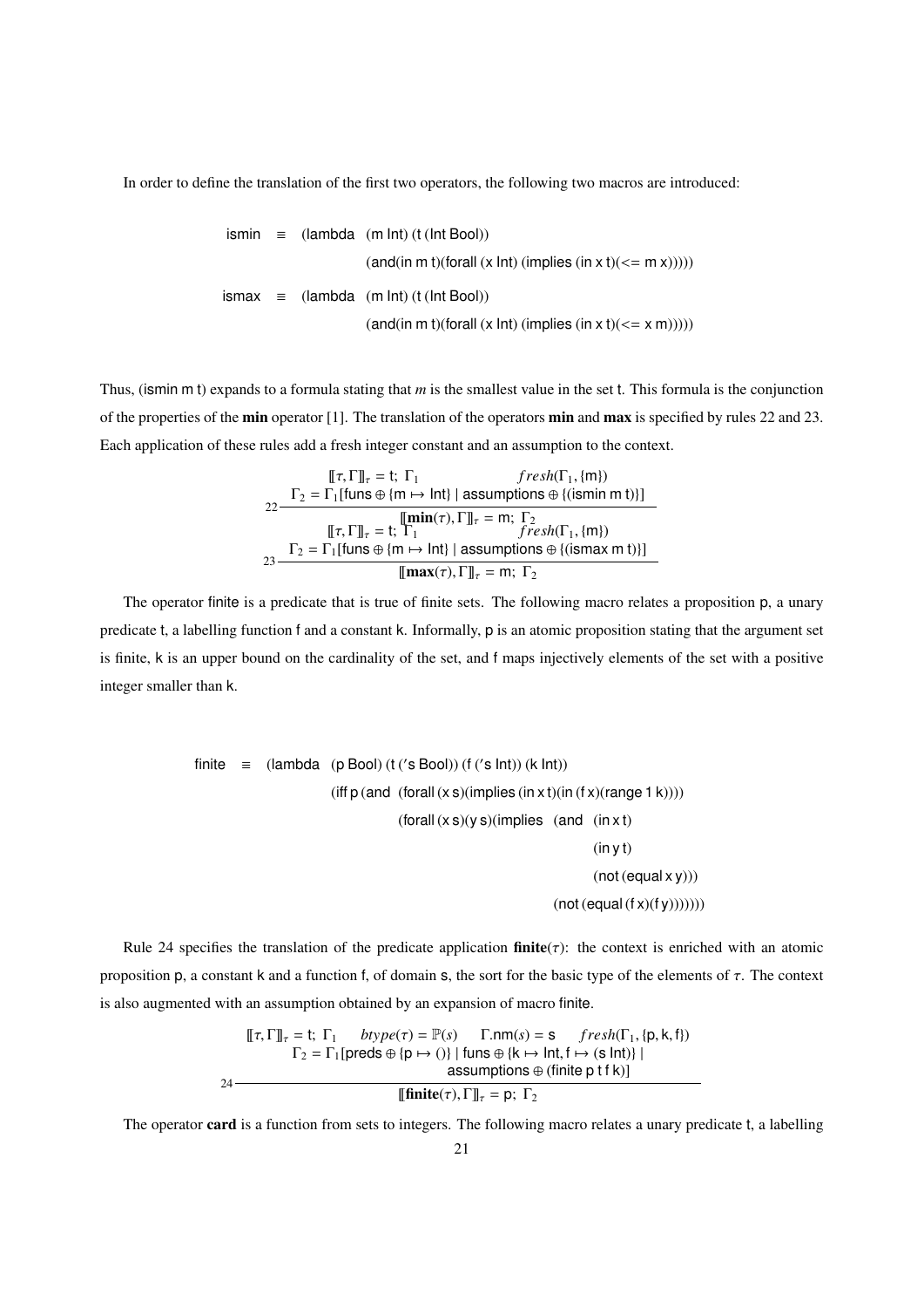In order to define the translation of the first two operators, the following two macros are introduced:

```
ismin  ≡  (lambda  (m Int) (t (Int Bool))
                   (and(in m t)(forall (x Int) (implies (in x t)(<= m x)))))
ismax  ≡  (lambda  (m Int) (t (Int Bool))
                   (and(in m t)(forall (x Int) (implies (in x t)(<= x m)))))
```

Thus, (ismin m t) expands to a formula stating that $m$ is the smallest value in the set t. This formula is the conjunction of the properties of the **min** operator [1]. The translation of the operators **min** and **max** is specified by rules 22 and 23. Each application of these rules add a fresh integer constant and an assumption to the context.

$$\text{22}\;\frac{[\![\tau, \Gamma]\!]_\tau = \mathsf{t};\ \Gamma_1 \qquad fresh(\Gamma_1, \{\mathsf{m}\}) \qquad \Gamma_2 = \Gamma_1[\mathsf{funs} \oplus \{\mathsf{m} \mapsto \mathsf{Int}\} \mid \mathsf{assumptions} \oplus \{(\mathsf{ismin\ m\ t})\}]}{[\![\mathbf{min}(\tau), \Gamma]\!]_\tau = \mathsf{m};\ \Gamma_2}$$

$$\text{23}\;\frac{[\![\tau, \Gamma]\!]_\tau = \mathsf{t};\ \Gamma_1 \qquad fresh(\Gamma_1, \{\mathsf{m}\}) \qquad \Gamma_2 = \Gamma_1[\mathsf{funs} \oplus \{\mathsf{m} \mapsto \mathsf{Int}\} \mid \mathsf{assumptions} \oplus \{(\mathsf{ismax\ m\ t})\}]}{[\![\mathbf{max}(\tau), \Gamma]\!]_\tau = \mathsf{m};\ \Gamma_2}$$

The operator finite is a predicate that is true of finite sets. The following macro relates a proposition p, a unary predicate t, a labelling function f and a constant k. Informally, p is an atomic proposition stating that the argument set is finite, k is an upper bound on the cardinality of the set, and f maps injectively elements of the set with a positive integer smaller than k.

```
finite  ≡  (lambda  (p Bool) (t ('s Bool)) (f ('s Int)) (k Int))
                    (iff p (and  (forall (x s)(implies (in x t)(in (f x)(range 1 k))))
                                 (forall (x s)(y s)(implies  (and  (in x t)
                                                                   (in y t)
                                                                   (not (equal x y)))
                                                             (not (equal (f x)(f y)))))))
```

Rule 24 specifies the translation of the predicate application **finite**($\tau$): the context is enriched with an atomic proposition p, a constant k and a function f, of domain s, the sort for the basic type of the elements of $\tau$. The context is also augmented with an assumption obtained by an expansion of macro finite.

$$\text{24}\;\frac{[\![\tau, \Gamma]\!]_\tau = \mathsf{t};\ \Gamma_1 \qquad btype(\tau) = \mathbb{P}(s) \qquad \Gamma.\mathsf{nm}(s) = \mathsf{s} \qquad fresh(\Gamma_1, \{\mathsf{p}, \mathsf{k}, \mathsf{f}\}) \qquad \Gamma_2 = \Gamma_1[\mathsf{preds} \oplus \{\mathsf{p} \mapsto ()\} \mid \mathsf{funs} \oplus \{\mathsf{k} \mapsto \mathsf{Int}, \mathsf{f} \mapsto (\mathsf{s\ Int})\} \mid \mathsf{assumptions} \oplus (\mathsf{finite\ p\ t\ f\ k})]}{[\![\mathbf{finite}(\tau), \Gamma]\!]_\tau = \mathsf{p};\ \Gamma_2}$$

The operator **card** is a function from sets to integers. The following macro relates a unary predicate t, a labelling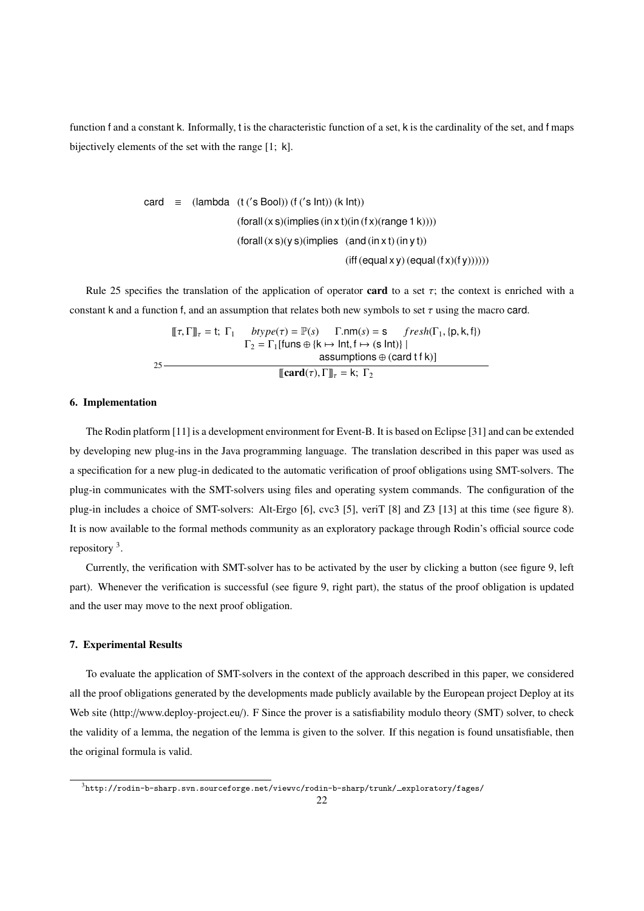function f and a constant k. Informally, t is the characteristic function of a set, k is the cardinality of the set, and f maps bijectively elements of the set with the range [1; k].

```
card ≡ (lambda (t ('s Bool)) (f ('s Int)) (k Int))
                (forall (x s)(implies (in x t)(in (f x)(range 1 k))))
                (forall (x s)(y s)(implies (and (in x t) (in y t))
                                           (iff (equal x y) (equal (f x)(f y))))))
```

Rule 25 specifies the translation of the application of operator **card** to a set $\tau$; the context is enriched with a constant k and a function f, and an assumption that relates both new symbols to set $\tau$ using the macro card.

$$\frac{\begin{array}{c}[\![\tau,\Gamma]\!]_\tau = \mathsf{t};\ \Gamma_1 \quad btype(\tau) = \mathbb{P}(s) \quad \Gamma.\mathsf{nm}(s) = \mathsf{s} \quad fresh(\Gamma_1, \{\mathsf{p}, \mathsf{k}, \mathsf{f}\}) \\ \Gamma_2 = \Gamma_1[\mathsf{funs} \oplus \{\mathsf{k} \mapsto \mathsf{Int}, \mathsf{f} \mapsto (\mathsf{s}\ \mathsf{Int})\} \mid \\ \mathsf{assumptions} \oplus (\mathsf{card}\ \mathsf{t}\ \mathsf{f}\ \mathsf{k})]\end{array}}{[\![\mathbf{card}(\tau),\Gamma]\!]_\tau = \mathsf{k};\ \Gamma_2}\ 25$$

## 6. Implementation

The Rodin platform [11] is a development environment for Event-B. It is based on Eclipse [31] and can be extended by developing new plug-ins in the Java programming language. The translation described in this paper was used as a specification for a new plug-in dedicated to the automatic verification of proof obligations using SMT-solvers. The plug-in communicates with the SMT-solvers using files and operating system commands. The configuration of the plug-in includes a choice of SMT-solvers: Alt-Ergo [6], cvc3 [5], veriT [8] and Z3 [13] at this time (see figure 8). It is now available to the formal methods community as an exploratory package through Rodin's official source code repository [3].

Currently, the verification with SMT-solver has to be activated by the user by clicking a button (see figure 9, left part). Whenever the verification is successful (see figure 9, right part), the status of the proof obligation is updated and the user may move to the next proof obligation.

## 7. Experimental Results

To evaluate the application of SMT-solvers in the context of the approach described in this paper, we considered all the proof obligations generated by the developments made publicly available by the European project Deploy at its Web site (http://www.deploy-project.eu/). F Since the prover is a satisfiability modulo theory (SMT) solver, to check the validity of a lemma, the negation of the lemma is given to the solver. If this negation is found unsatisfiable, then the original formula is valid.

[3] http://rodin-b-sharp.svn.sourceforge.net/viewvc/rodin-b-sharp/trunk/_exploratory/fages/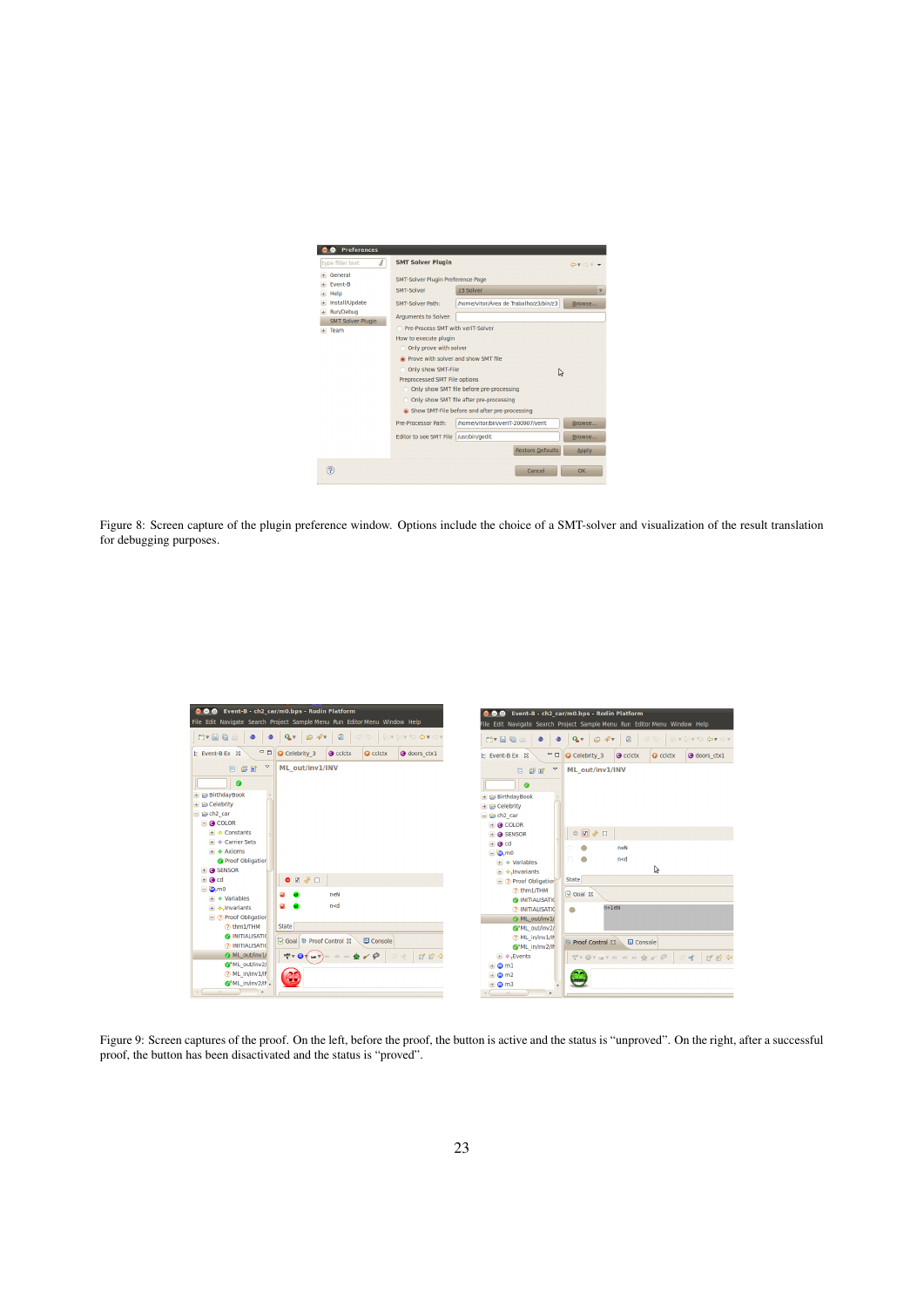Figure 8: Screen capture of the plugin preference window. Options include the choice of a SMT-solver and visualization of the result translation for debugging purposes.

Figure 9: Screen captures of the proof. On the left, before the proof, the button is active and the status is “unproved”. On the right, after a successful proof, the button has been disactivated and the status is “proved”.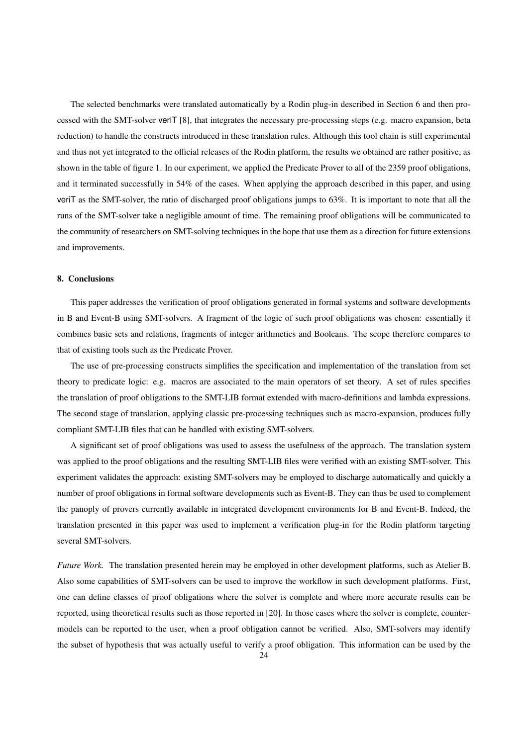The selected benchmarks were translated automatically by a Rodin plug-in described in Section 6 and then processed with the SMT-solver veriT [8], that integrates the necessary pre-processing steps (e.g. macro expansion, beta reduction) to handle the constructs introduced in these translation rules. Although this tool chain is still experimental and thus not yet integrated to the official releases of the Rodin platform, the results we obtained are rather positive, as shown in the table of figure 1. In our experiment, we applied the Predicate Prover to all of the 2359 proof obligations, and it terminated successfully in 54% of the cases. When applying the approach described in this paper, and using veriT as the SMT-solver, the ratio of discharged proof obligations jumps to 63%. It is important to note that all the runs of the SMT-solver take a negligible amount of time. The remaining proof obligations will be communicated to the community of researchers on SMT-solving techniques in the hope that use them as a direction for future extensions and improvements.

## 8. Conclusions

This paper addresses the verification of proof obligations generated in formal systems and software developments in B and Event-B using SMT-solvers. A fragment of the logic of such proof obligations was chosen: essentially it combines basic sets and relations, fragments of integer arithmetics and Booleans. The scope therefore compares to that of existing tools such as the Predicate Prover.

The use of pre-processing constructs simplifies the specification and implementation of the translation from set theory to predicate logic: e.g. macros are associated to the main operators of set theory. A set of rules specifies the translation of proof obligations to the SMT-LIB format extended with macro-definitions and lambda expressions. The second stage of translation, applying classic pre-processing techniques such as macro-expansion, produces fully compliant SMT-LIB files that can be handled with existing SMT-solvers.

A significant set of proof obligations was used to assess the usefulness of the approach. The translation system was applied to the proof obligations and the resulting SMT-LIB files were verified with an existing SMT-solver. This experiment validates the approach: existing SMT-solvers may be employed to discharge automatically and quickly a number of proof obligations in formal software developments such as Event-B. They can thus be used to complement the panoply of provers currently available in integrated development environments for B and Event-B. Indeed, the translation presented in this paper was used to implement a verification plug-in for the Rodin platform targeting several SMT-solvers.

*Future Work.* The translation presented herein may be employed in other development platforms, such as Atelier B. Also some capabilities of SMT-solvers can be used to improve the workflow in such development platforms. First, one can define classes of proof obligations where the solver is complete and where more accurate results can be reported, using theoretical results such as those reported in [20]. In those cases where the solver is complete, counter-models can be reported to the user, when a proof obligation cannot be verified. Also, SMT-solvers may identify the subset of hypothesis that was actually useful to verify a proof obligation. This information can be used by the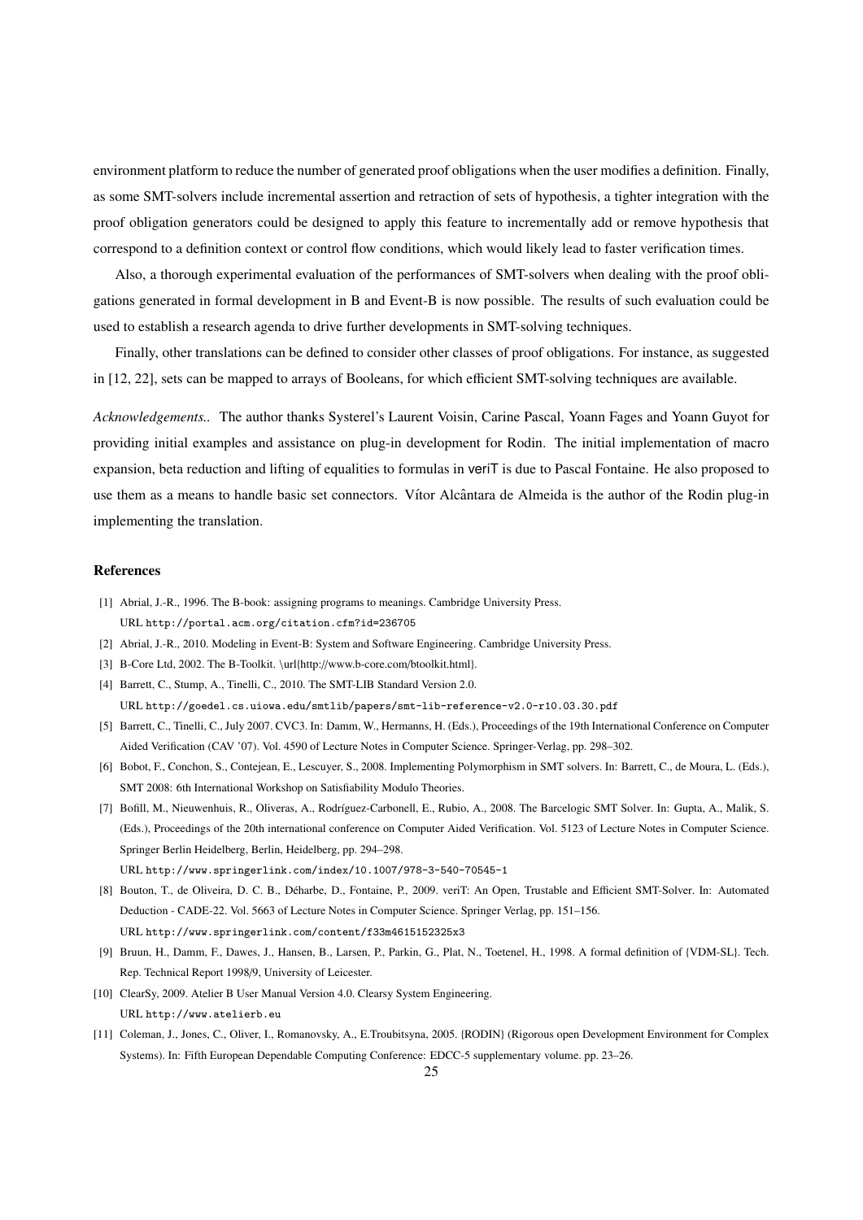environment platform to reduce the number of generated proof obligations when the user modifies a definition. Finally, as some SMT-solvers include incremental assertion and retraction of sets of hypothesis, a tighter integration with the proof obligation generators could be designed to apply this feature to incrementally add or remove hypothesis that correspond to a definition context or control flow conditions, which would likely lead to faster verification times.

Also, a thorough experimental evaluation of the performances of SMT-solvers when dealing with the proof obligations generated in formal development in B and Event-B is now possible. The results of such evaluation could be used to establish a research agenda to drive further developments in SMT-solving techniques.

Finally, other translations can be defined to consider other classes of proof obligations. For instance, as suggested in [12, 22], sets can be mapped to arrays of Booleans, for which efficient SMT-solving techniques are available.

*Acknowledgements..* The author thanks Systerel's Laurent Voisin, Carine Pascal, Yoann Fages and Yoann Guyot for providing initial examples and assistance on plug-in development for Rodin. The initial implementation of macro expansion, beta reduction and lifting of equalities to formulas in veriT is due to Pascal Fontaine. He also proposed to use them as a means to handle basic set connectors. Vítor Alcântara de Almeida is the author of the Rodin plug-in implementing the translation.

## References

[1] Abrial, J.-R., 1996. The B-book: assigning programs to meanings. Cambridge University Press. URL `http://portal.acm.org/citation.cfm?id=236705`

[2] Abrial, J.-R., 2010. Modeling in Event-B: System and Software Engineering. Cambridge University Press.

[3] B-Core Ltd, 2002. The B-Toolkit. \url{http://www.b-core.com/btoolkit.html}.

[4] Barrett, C., Stump, A., Tinelli, C., 2010. The SMT-LIB Standard Version 2.0. URL `http://goedel.cs.uiowa.edu/smtlib/papers/smt-lib-reference-v2.0-r10.03.30.pdf`

[5] Barrett, C., Tinelli, C., July 2007. CVC3. In: Damm, W., Hermanns, H. (Eds.), Proceedings of the 19th International Conference on Computer Aided Verification (CAV '07). Vol. 4590 of Lecture Notes in Computer Science. Springer-Verlag, pp. 298–302.

[6] Bobot, F., Conchon, S., Contejean, E., Lescuyer, S., 2008. Implementing Polymorphism in SMT solvers. In: Barrett, C., de Moura, L. (Eds.), SMT 2008: 6th International Workshop on Satisfiability Modulo Theories.

[7] Bofill, M., Nieuwenhuis, R., Oliveras, A., Rodríguez-Carbonell, E., Rubio, A., 2008. The Barcelogic SMT Solver. In: Gupta, A., Malik, S. (Eds.), Proceedings of the 20th international conference on Computer Aided Verification. Vol. 5123 of Lecture Notes in Computer Science. Springer Berlin Heidelberg, Berlin, Heidelberg, pp. 294–298. URL `http://www.springerlink.com/index/10.1007/978-3-540-70545-1`

[8] Bouton, T., de Oliveira, D. C. B., Déharbe, D., Fontaine, P., 2009. veriT: An Open, Trustable and Efficient SMT-Solver. In: Automated Deduction - CADE-22. Vol. 5663 of Lecture Notes in Computer Science. Springer Verlag, pp. 151–156. URL `http://www.springerlink.com/content/f33m4615152325x3`

[9] Bruun, H., Damm, F., Dawes, J., Hansen, B., Larsen, P., Parkin, G., Plat, N., Toetenel, H., 1998. A formal definition of {VDM-SL}. Tech. Rep. Technical Report 1998/9, University of Leicester.

[10] ClearSy, 2009. Atelier B User Manual Version 4.0. Clearsy System Engineering. URL `http://www.atelierb.eu`

[11] Coleman, J., Jones, C., Oliver, I., Romanovsky, A., E.Troubitsyna, 2005. {RODIN} (Rigorous open Development Environment for Complex Systems). In: Fifth European Dependable Computing Conference: EDCC-5 supplementary volume. pp. 23–26.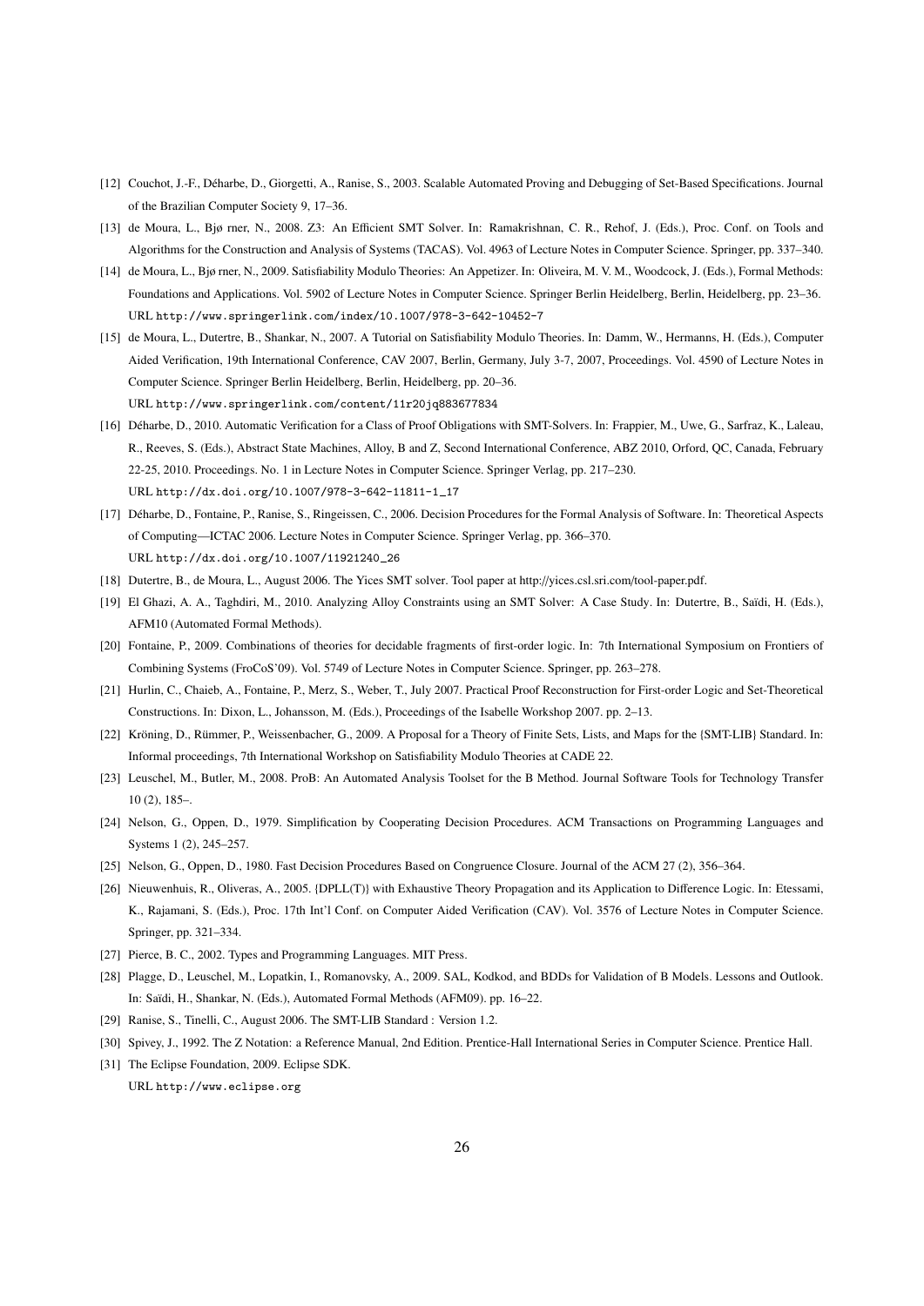[12] Couchot, J.-F., Déharbe, D., Giorgetti, A., Ranise, S., 2003. Scalable Automated Proving and Debugging of Set-Based Specifications. Journal of the Brazilian Computer Society 9, 17–36.

[13] de Moura, L., Bjø rner, N., 2008. Z3: An Efficient SMT Solver. In: Ramakrishnan, C. R., Rehof, J. (Eds.), Proc. Conf. on Tools and Algorithms for the Construction and Analysis of Systems (TACAS). Vol. 4963 of Lecture Notes in Computer Science. Springer, pp. 337–340.

[14] de Moura, L., Bjø rner, N., 2009. Satisfiability Modulo Theories: An Appetizer. In: Oliveira, M. V. M., Woodcock, J. (Eds.), Formal Methods: Foundations and Applications. Vol. 5902 of Lecture Notes in Computer Science. Springer Berlin Heidelberg, Berlin, Heidelberg, pp. 23–36. URL `http://www.springerlink.com/index/10.1007/978-3-642-10452-7`

[15] de Moura, L., Dutertre, B., Shankar, N., 2007. A Tutorial on Satisfiability Modulo Theories. In: Damm, W., Hermanns, H. (Eds.), Computer Aided Verification, 19th International Conference, CAV 2007, Berlin, Germany, July 3-7, 2007, Proceedings. Vol. 4590 of Lecture Notes in Computer Science. Springer Berlin Heidelberg, Berlin, Heidelberg, pp. 20–36.
URL `http://www.springerlink.com/content/11r20jq883677834`

[16] Déharbe, D., 2010. Automatic Verification for a Class of Proof Obligations with SMT-Solvers. In: Frappier, M., Uwe, G., Sarfraz, K., Laleau, R., Reeves, S. (Eds.), Abstract State Machines, Alloy, B and Z, Second International Conference, ABZ 2010, Orford, QC, Canada, February 22-25, 2010. Proceedings. No. 1 in Lecture Notes in Computer Science. Springer Verlag, pp. 217–230.
URL `http://dx.doi.org/10.1007/978-3-642-11811-1_17`

[17] Déharbe, D., Fontaine, P., Ranise, S., Ringeissen, C., 2006. Decision Procedures for the Formal Analysis of Software. In: Theoretical Aspects of Computing—ICTAC 2006. Lecture Notes in Computer Science. Springer Verlag, pp. 366–370.
URL `http://dx.doi.org/10.1007/11921240_26`

[18] Dutertre, B., de Moura, L., August 2006. The Yices SMT solver. Tool paper at http://yices.csl.sri.com/tool-paper.pdf.

[19] El Ghazi, A. A., Taghdiri, M., 2010. Analyzing Alloy Constraints using an SMT Solver: A Case Study. In: Dutertre, B., Saïdi, H. (Eds.), AFM10 (Automated Formal Methods).

[20] Fontaine, P., 2009. Combinations of theories for decidable fragments of first-order logic. In: 7th International Symposium on Frontiers of Combining Systems (FroCoS'09). Vol. 5749 of Lecture Notes in Computer Science. Springer, pp. 263–278.

[21] Hurlin, C., Chaieb, A., Fontaine, P., Merz, S., Weber, T., July 2007. Practical Proof Reconstruction for First-order Logic and Set-Theoretical Constructions. In: Dixon, L., Johansson, M. (Eds.), Proceedings of the Isabelle Workshop 2007. pp. 2–13.

[22] Kröning, D., Rümmer, P., Weissenbacher, G., 2009. A Proposal for a Theory of Finite Sets, Lists, and Maps for the {SMT-LIB} Standard. In: Informal proceedings, 7th International Workshop on Satisfiability Modulo Theories at CADE 22.

[23] Leuschel, M., Butler, M., 2008. ProB: An Automated Analysis Toolset for the B Method. Journal Software Tools for Technology Transfer 10 (2), 185–.

[24] Nelson, G., Oppen, D., 1979. Simplification by Cooperating Decision Procedures. ACM Transactions on Programming Languages and Systems 1 (2), 245–257.

[25] Nelson, G., Oppen, D., 1980. Fast Decision Procedures Based on Congruence Closure. Journal of the ACM 27 (2), 356–364.

[26] Nieuwenhuis, R., Oliveras, A., 2005. {DPLL(T)} with Exhaustive Theory Propagation and its Application to Difference Logic. In: Etessami, K., Rajamani, S. (Eds.), Proc. 17th Int'l Conf. on Computer Aided Verification (CAV). Vol. 3576 of Lecture Notes in Computer Science. Springer, pp. 321–334.

[27] Pierce, B. C., 2002. Types and Programming Languages. MIT Press.

[28] Plagge, D., Leuschel, M., Lopatkin, I., Romanovsky, A., 2009. SAL, Kodkod, and BDDs for Validation of B Models. Lessons and Outlook. In: Saïdi, H., Shankar, N. (Eds.), Automated Formal Methods (AFM09). pp. 16–22.

[29] Ranise, S., Tinelli, C., August 2006. The SMT-LIB Standard : Version 1.2.

[30] Spivey, J., 1992. The Z Notation: a Reference Manual, 2nd Edition. Prentice-Hall International Series in Computer Science. Prentice Hall.

[31] The Eclipse Foundation, 2009. Eclipse SDK.
URL `http://www.eclipse.org`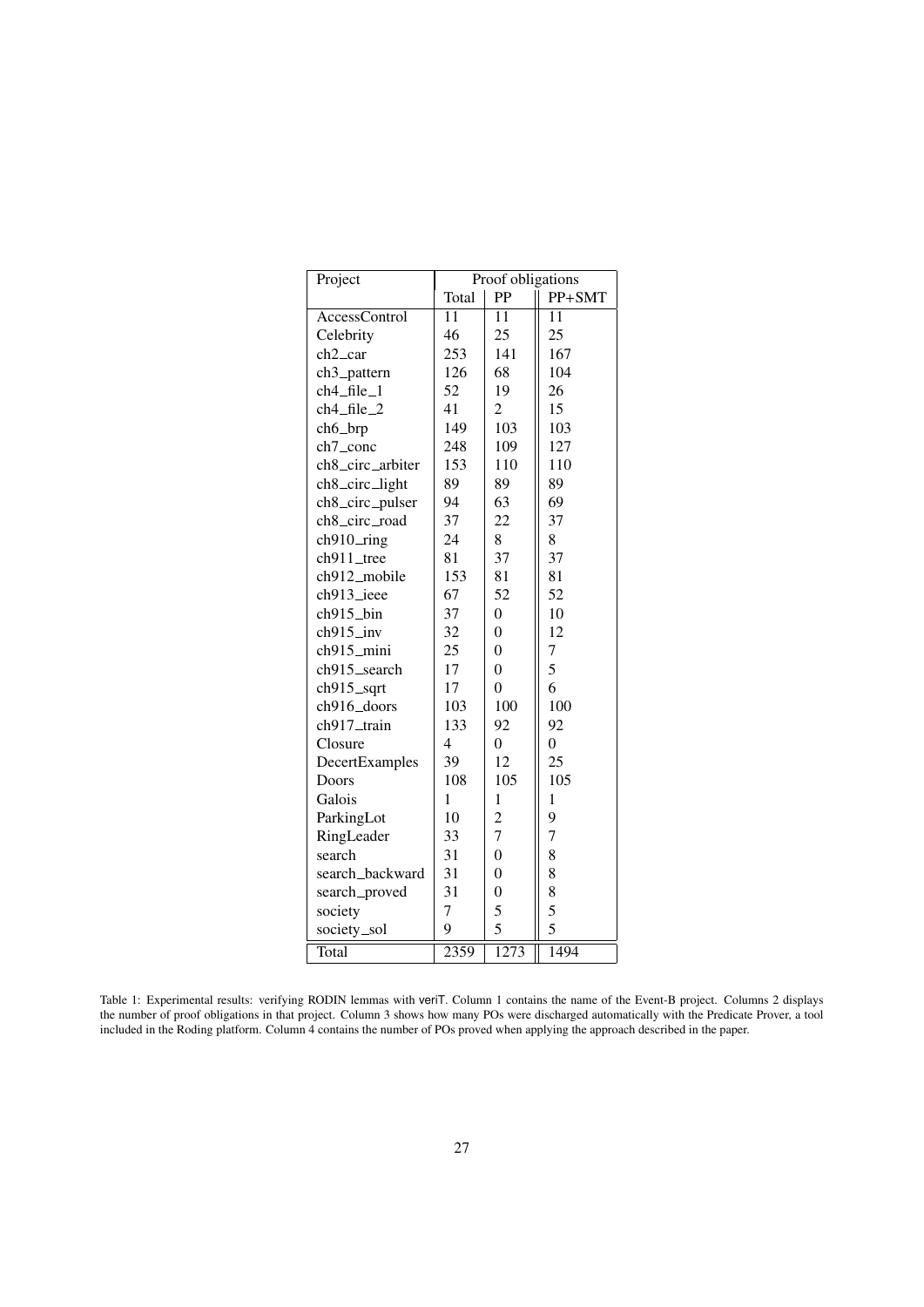| Project | Proof obligations | | |
|---|---|---|---|
| | Total | PP | PP+SMT |
| AccessControl | 11 | 11 | 11 |
| Celebrity | 46 | 25 | 25 |
| ch2_car | 253 | 141 | 167 |
| ch3_pattern | 126 | 68 | 104 |
| ch4_file_1 | 52 | 19 | 26 |
| ch4_file_2 | 41 | 2 | 15 |
| ch6_brp | 149 | 103 | 103 |
| ch7_conc | 248 | 109 | 127 |
| ch8_circ_arbiter | 153 | 110 | 110 |
| ch8_circ_light | 89 | 89 | 89 |
| ch8_circ_pulser | 94 | 63 | 69 |
| ch8_circ_road | 37 | 22 | 37 |
| ch910_ring | 24 | 8 | 8 |
| ch911_tree | 81 | 37 | 37 |
| ch912_mobile | 153 | 81 | 81 |
| ch913_ieee | 67 | 52 | 52 |
| ch915_bin | 37 | 0 | 10 |
| ch915_inv | 32 | 0 | 12 |
| ch915_mini | 25 | 0 | 7 |
| ch915_search | 17 | 0 | 5 |
| ch915_sqrt | 17 | 0 | 6 |
| ch916_doors | 103 | 100 | 100 |
| ch917_train | 133 | 92 | 92 |
| Closure | 4 | 0 | 0 |
| DecertExamples | 39 | 12 | 25 |
| Doors | 108 | 105 | 105 |
| Galois | 1 | 1 | 1 |
| ParkingLot | 10 | 2 | 9 |
| RingLeader | 33 | 7 | 7 |
| search | 31 | 0 | 8 |
| search_backward | 31 | 0 | 8 |
| search_proved | 31 | 0 | 8 |
| society | 7 | 5 | 5 |
| society_sol | 9 | 5 | 5 |
| Total | 2359 | 1273 | 1494 |

Table 1: Experimental results: verifying RODIN lemmas with veriT. Column 1 contains the name of the Event-B project. Columns 2 displays the number of proof obligations in that project. Column 3 shows how many POs were discharged automatically with the Predicate Prover, a tool included in the Roding platform. Column 4 contains the number of POs proved when applying the approach described in the paper.